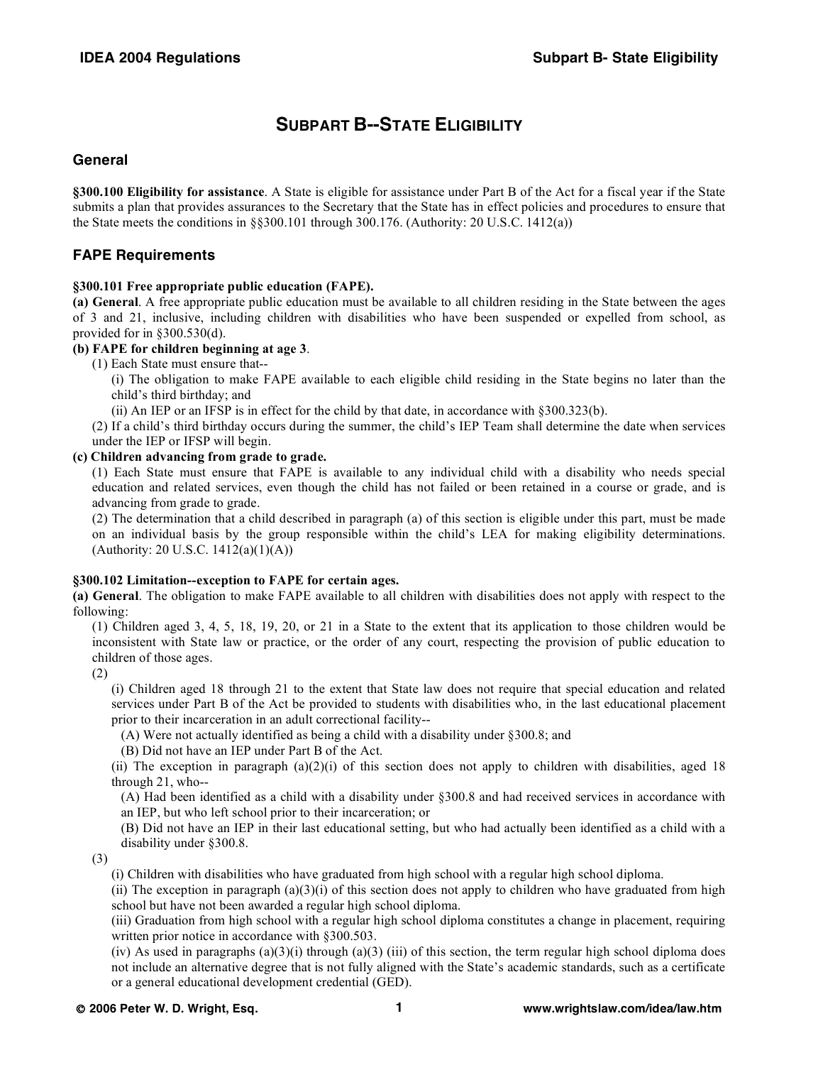# SUBPART B--STATE ELIGIBILITY

## General

**§300.100 Eligibility for assistance**. A State is eligible for assistance under Part B of the Act for a fiscal year if the State submits a plan that provides assurances to the Secretary that the State has in effect policies and procedures to ensure that the State meets the conditions in §§300.101 through 300.176. (Authority: 20 U.S.C. 1412(a))

## FAPE Requirements

**§300.101 Free appropriate public education (FAPE).**

**(a) General**. A free appropriate public education must be available to all children residing in the State between the ages of 3 and 21, inclusive, including children with disabilities who have been suspended or expelled from school, as provided for in §300.530(d).

**(b) FAPE for children beginning at age 3**.

(1) Each State must ensure that--

(i) The obligation to make FAPE available to each eligible child residing in the State begins no later than the child's third birthday; and

(ii) An IEP or an IFSP is in effect for the child by that date, in accordance with §300.323(b).

(2) If a child's third birthday occurs during the summer, the child's IEP Team shall determine the date when services under the IEP or IFSP will begin.

**(c) Children advancing from grade to grade.**

(1) Each State must ensure that FAPE is available to any individual child with a disability who needs special education and related services, even though the child has not failed or been retained in a course or grade, and is advancing from grade to grade.

(2) The determination that a child described in paragraph (a) of this section is eligible under this part, must be made on an individual basis by the group responsible within the child's LEA for making eligibility determinations. (Authority: 20 U.S.C. 1412(a)(1)(A))

**§300.102 Limitation--exception to FAPE for certain ages.**

**(a) General**. The obligation to make FAPE available to all children with disabilities does not apply with respect to the following:

(1) Children aged 3, 4, 5, 18, 19, 20, or 21 in a State to the extent that its application to those children would be inconsistent with State law or practice, or the order of any court, respecting the provision of public education to children of those ages.

(2)

(i) Children aged 18 through 21 to the extent that State law does not require that special education and related services under Part B of the Act be provided to students with disabilities who, in the last educational placement prior to their incarceration in an adult correctional facility--

(A) Were not actually identified as being a child with a disability under §300.8; and

(B) Did not have an IEP under Part B of the Act.

(ii) The exception in paragraph (a)(2)(i) of this section does not apply to children with disabilities, aged 18 through 21, who--

(A) Had been identified as a child with a disability under §300.8 and had received services in accordance with an IEP, but who left school prior to their incarceration; or

(B) Did not have an IEP in their last educational setting, but who had actually been identified as a child with a disability under §300.8.

(3)

(i) Children with disabilities who have graduated from high school with a regular high school diploma.

(ii) The exception in paragraph (a)(3)(i) of this section does not apply to children who have graduated from high school but have not been awarded a regular high school diploma.

(iii) Graduation from high school with a regular high school diploma constitutes a change in placement, requiring written prior notice in accordance with §300.503.

(iv) As used in paragraphs (a)(3)(i) through (a)(3) (iii) of this section, the term regular high school diploma does not include an alternative degree that is not fully aligned with the State's academic standards, such as a certificate or a general educational development credential (GED).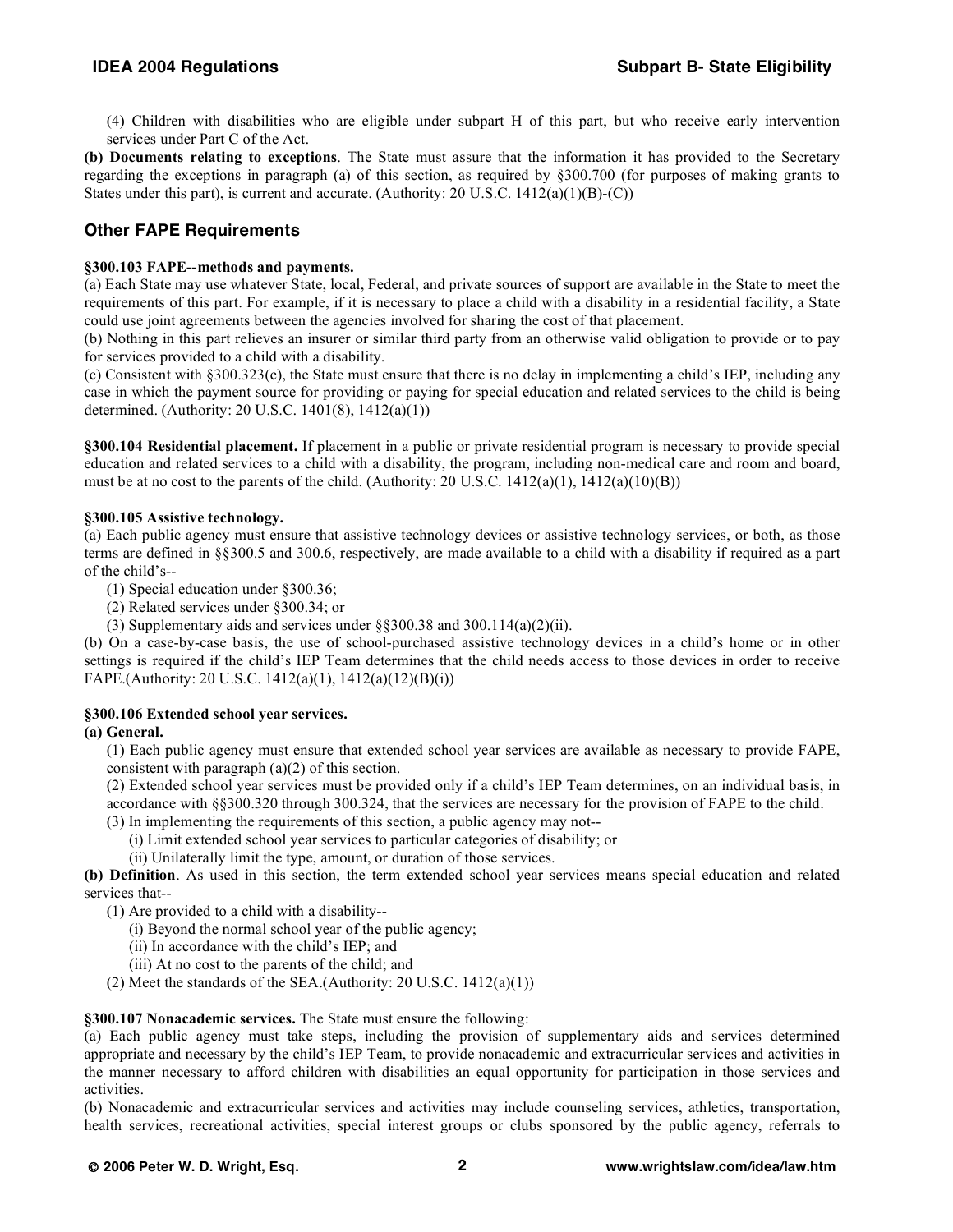(4) Children with disabilities who are eligible under subpart H of this part, but who receive early intervention services under Part C of the Act.

**(b) Documents relating to exceptions**. The State must assure that the information it has provided to the Secretary regarding the exceptions in paragraph (a) of this section, as required by §300.700 (for purposes of making grants to States under this part), is current and accurate. (Authority: 20 U.S.C. 1412(a)(1)(B)-(C))

## Other FAPE Requirements

**§300.103 FAPE--methods and payments.**

(a) Each State may use whatever State, local, Federal, and private sources of support are available in the State to meet the requirements of this part. For example, if it is necessary to place a child with a disability in a residential facility, a State could use joint agreements between the agencies involved for sharing the cost of that placement.

(b) Nothing in this part relieves an insurer or similar third party from an otherwise valid obligation to provide or to pay for services provided to a child with a disability.

(c) Consistent with §300.323(c), the State must ensure that there is no delay in implementing a child's IEP, including any case in which the payment source for providing or paying for special education and related services to the child is being determined. (Authority: 20 U.S.C. 1401(8), 1412(a)(1))

**§300.104 Residential placement.** If placement in a public or private residential program is necessary to provide special education and related services to a child with a disability, the program, including non-medical care and room and board, must be at no cost to the parents of the child. (Authority: 20 U.S.C. 1412(a)(1), 1412(a)(10)(B))

**§300.105 Assistive technology.**

(a) Each public agency must ensure that assistive technology devices or assistive technology services, or both, as those terms are defined in §§300.5 and 300.6, respectively, are made available to a child with a disability if required as a part of the child's--

(1) Special education under §300.36;
(2) Related services under §300.34; or
(3) Supplementary aids and services under §§300.38 and 300.114(a)(2)(ii).

(b) On a case-by-case basis, the use of school-purchased assistive technology devices in a child's home or in other settings is required if the child's IEP Team determines that the child needs access to those devices in order to receive FAPE.(Authority: 20 U.S.C. 1412(a)(1), 1412(a)(12)(B)(i))

**§300.106 Extended school year services.**

**(a) General.**

(1) Each public agency must ensure that extended school year services are available as necessary to provide FAPE, consistent with paragraph (a)(2) of this section.
(2) Extended school year services must be provided only if a child's IEP Team determines, on an individual basis, in accordance with §§300.320 through 300.324, that the services are necessary for the provision of FAPE to the child.
(3) In implementing the requirements of this section, a public agency may not--
(i) Limit extended school year services to particular categories of disability; or
(ii) Unilaterally limit the type, amount, or duration of those services.

**(b) Definition**. As used in this section, the term extended school year services means special education and related services that--

(1) Are provided to a child with a disability--
(i) Beyond the normal school year of the public agency;
(ii) In accordance with the child's IEP; and
(iii) At no cost to the parents of the child; and
(2) Meet the standards of the SEA.(Authority: 20 U.S.C. 1412(a)(1))

**§300.107 Nonacademic services.** The State must ensure the following:

(a) Each public agency must take steps, including the provision of supplementary aids and services determined appropriate and necessary by the child's IEP Team, to provide nonacademic and extracurricular services and activities in the manner necessary to afford children with disabilities an equal opportunity for participation in those services and activities.

(b) Nonacademic and extracurricular services and activities may include counseling services, athletics, transportation, health services, recreational activities, special interest groups or clubs sponsored by the public agency, referrals to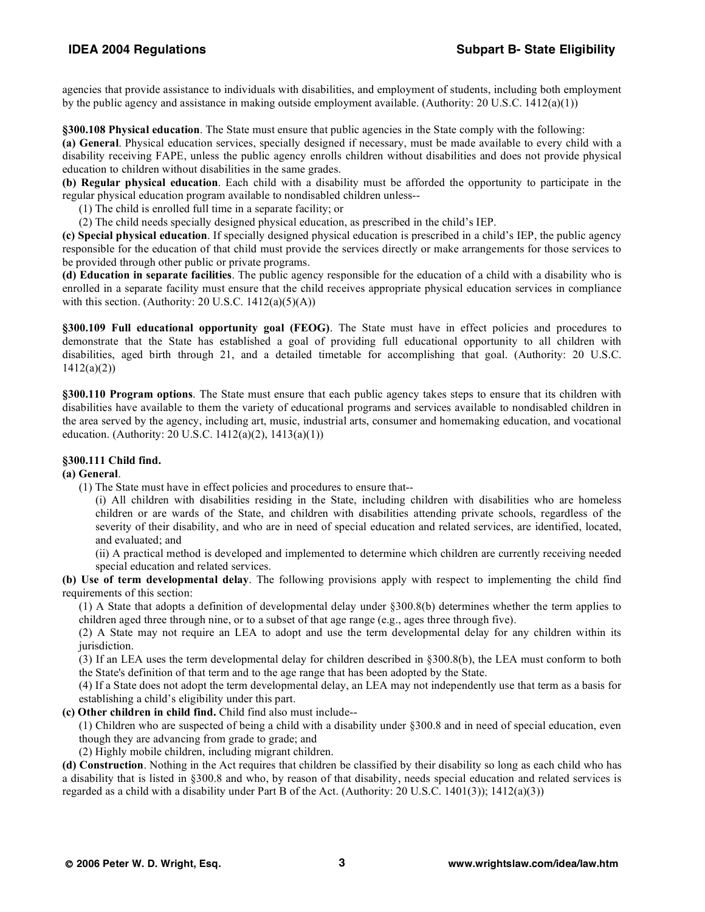agencies that provide assistance to individuals with disabilities, and employment of students, including both employment by the public agency and assistance in making outside employment available. (Authority: 20 U.S.C. 1412(a)(1))

**§300.108 Physical education**. The State must ensure that public agencies in the State comply with the following:

**(a) General**. Physical education services, specially designed if necessary, must be made available to every child with a disability receiving FAPE, unless the public agency enrolls children without disabilities and does not provide physical education to children without disabilities in the same grades.

**(b) Regular physical education**. Each child with a disability must be afforded the opportunity to participate in the regular physical education program available to nondisabled children unless--

(1) The child is enrolled full time in a separate facility; or

(2) The child needs specially designed physical education, as prescribed in the child's IEP.

**(c) Special physical education**. If specially designed physical education is prescribed in a child's IEP, the public agency responsible for the education of that child must provide the services directly or make arrangements for those services to be provided through other public or private programs.

**(d) Education in separate facilities**. The public agency responsible for the education of a child with a disability who is enrolled in a separate facility must ensure that the child receives appropriate physical education services in compliance with this section. (Authority: 20 U.S.C. 1412(a)(5)(A))

**§300.109 Full educational opportunity goal (FEOG)**. The State must have in effect policies and procedures to demonstrate that the State has established a goal of providing full educational opportunity to all children with disabilities, aged birth through 21, and a detailed timetable for accomplishing that goal. (Authority: 20 U.S.C. 1412(a)(2))

**§300.110 Program options**. The State must ensure that each public agency takes steps to ensure that its children with disabilities have available to them the variety of educational programs and services available to nondisabled children in the area served by the agency, including art, music, industrial arts, consumer and homemaking education, and vocational education. (Authority: 20 U.S.C. 1412(a)(2), 1413(a)(1))

**§300.111 Child find.**

**(a) General**.

(1) The State must have in effect policies and procedures to ensure that--

(i) All children with disabilities residing in the State, including children with disabilities who are homeless children or are wards of the State, and children with disabilities attending private schools, regardless of the severity of their disability, and who are in need of special education and related services, are identified, located, and evaluated; and

(ii) A practical method is developed and implemented to determine which children are currently receiving needed special education and related services.

**(b) Use of term developmental delay**. The following provisions apply with respect to implementing the child find requirements of this section:

(1) A State that adopts a definition of developmental delay under §300.8(b) determines whether the term applies to children aged three through nine, or to a subset of that age range (e.g., ages three through five).

(2) A State may not require an LEA to adopt and use the term developmental delay for any children within its jurisdiction.

(3) If an LEA uses the term developmental delay for children described in §300.8(b), the LEA must conform to both the State's definition of that term and to the age range that has been adopted by the State.

(4) If a State does not adopt the term developmental delay, an LEA may not independently use that term as a basis for establishing a child's eligibility under this part.

**(c) Other children in child find.** Child find also must include--

(1) Children who are suspected of being a child with a disability under §300.8 and in need of special education, even though they are advancing from grade to grade; and

(2) Highly mobile children, including migrant children.

**(d) Construction**. Nothing in the Act requires that children be classified by their disability so long as each child who has a disability that is listed in §300.8 and who, by reason of that disability, needs special education and related services is regarded as a child with a disability under Part B of the Act. (Authority: 20 U.S.C. 1401(3)); 1412(a)(3))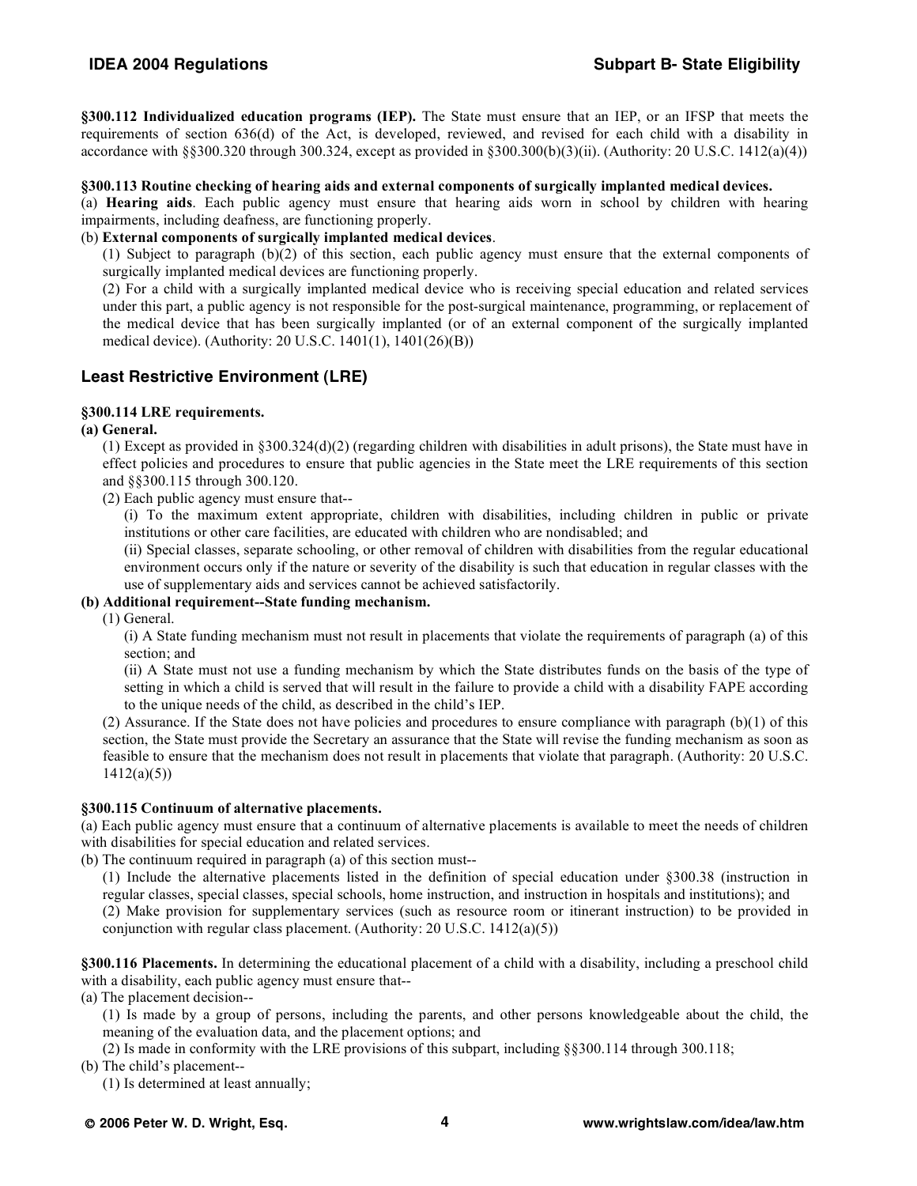**§300.112 Individualized education programs (IEP).** The State must ensure that an IEP, or an IFSP that meets the requirements of section 636(d) of the Act, is developed, reviewed, and revised for each child with a disability in accordance with §§300.320 through 300.324, except as provided in §300.300(b)(3)(ii). (Authority: 20 U.S.C. 1412(a)(4))

**§300.113 Routine checking of hearing aids and external components of surgically implanted medical devices.**

(a) **Hearing aids**. Each public agency must ensure that hearing aids worn in school by children with hearing impairments, including deafness, are functioning properly.

(b) **External components of surgically implanted medical devices**.

(1) Subject to paragraph (b)(2) of this section, each public agency must ensure that the external components of surgically implanted medical devices are functioning properly.

(2) For a child with a surgically implanted medical device who is receiving special education and related services under this part, a public agency is not responsible for the post-surgical maintenance, programming, or replacement of the medical device that has been surgically implanted (or of an external component of the surgically implanted medical device). (Authority: 20 U.S.C. 1401(1), 1401(26)(B))

## Least Restrictive Environment (LRE)

**§300.114 LRE requirements.**

**(a) General.**

(1) Except as provided in §300.324(d)(2) (regarding children with disabilities in adult prisons), the State must have in effect policies and procedures to ensure that public agencies in the State meet the LRE requirements of this section and §§300.115 through 300.120.

(2) Each public agency must ensure that--

(i) To the maximum extent appropriate, children with disabilities, including children in public or private institutions or other care facilities, are educated with children who are nondisabled; and

(ii) Special classes, separate schooling, or other removal of children with disabilities from the regular educational environment occurs only if the nature or severity of the disability is such that education in regular classes with the use of supplementary aids and services cannot be achieved satisfactorily.

**(b) Additional requirement--State funding mechanism.**

(1) General.

(i) A State funding mechanism must not result in placements that violate the requirements of paragraph (a) of this section; and

(ii) A State must not use a funding mechanism by which the State distributes funds on the basis of the type of setting in which a child is served that will result in the failure to provide a child with a disability FAPE according to the unique needs of the child, as described in the child's IEP.

(2) Assurance. If the State does not have policies and procedures to ensure compliance with paragraph (b)(1) of this section, the State must provide the Secretary an assurance that the State will revise the funding mechanism as soon as feasible to ensure that the mechanism does not result in placements that violate that paragraph. (Authority: 20 U.S.C. 1412(a)(5))

**§300.115 Continuum of alternative placements.**

(a) Each public agency must ensure that a continuum of alternative placements is available to meet the needs of children with disabilities for special education and related services.

(b) The continuum required in paragraph (a) of this section must--

(1) Include the alternative placements listed in the definition of special education under §300.38 (instruction in regular classes, special classes, special schools, home instruction, and instruction in hospitals and institutions); and

(2) Make provision for supplementary services (such as resource room or itinerant instruction) to be provided in conjunction with regular class placement. (Authority: 20 U.S.C. 1412(a)(5))

**§300.116 Placements.** In determining the educational placement of a child with a disability, including a preschool child with a disability, each public agency must ensure that--

(a) The placement decision--

(1) Is made by a group of persons, including the parents, and other persons knowledgeable about the child, the meaning of the evaluation data, and the placement options; and

(2) Is made in conformity with the LRE provisions of this subpart, including §§300.114 through 300.118;

(b) The child's placement--

(1) Is determined at least annually;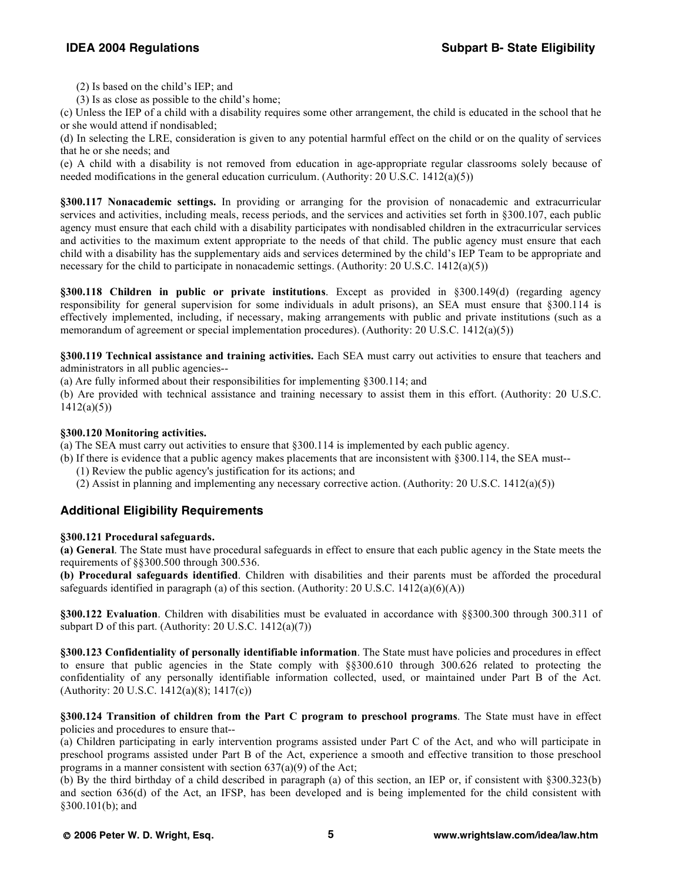(2) Is based on the child's IEP; and

(3) Is as close as possible to the child's home;

(c) Unless the IEP of a child with a disability requires some other arrangement, the child is educated in the school that he or she would attend if nondisabled;

(d) In selecting the LRE, consideration is given to any potential harmful effect on the child or on the quality of services that he or she needs; and

(e) A child with a disability is not removed from education in age-appropriate regular classrooms solely because of needed modifications in the general education curriculum. (Authority: 20 U.S.C. 1412(a)(5))

**§300.117 Nonacademic settings.** In providing or arranging for the provision of nonacademic and extracurricular services and activities, including meals, recess periods, and the services and activities set forth in §300.107, each public agency must ensure that each child with a disability participates with nondisabled children in the extracurricular services and activities to the maximum extent appropriate to the needs of that child. The public agency must ensure that each child with a disability has the supplementary aids and services determined by the child's IEP Team to be appropriate and necessary for the child to participate in nonacademic settings. (Authority: 20 U.S.C. 1412(a)(5))

**§300.118 Children in public or private institutions**. Except as provided in §300.149(d) (regarding agency responsibility for general supervision for some individuals in adult prisons), an SEA must ensure that §300.114 is effectively implemented, including, if necessary, making arrangements with public and private institutions (such as a memorandum of agreement or special implementation procedures). (Authority: 20 U.S.C. 1412(a)(5))

**§300.119 Technical assistance and training activities.** Each SEA must carry out activities to ensure that teachers and administrators in all public agencies--

(a) Are fully informed about their responsibilities for implementing §300.114; and

(b) Are provided with technical assistance and training necessary to assist them in this effort. (Authority: 20 U.S.C. 1412(a)(5))

**§300.120 Monitoring activities.**

(a) The SEA must carry out activities to ensure that §300.114 is implemented by each public agency.

(b) If there is evidence that a public agency makes placements that are inconsistent with §300.114, the SEA must--

(1) Review the public agency's justification for its actions; and

(2) Assist in planning and implementing any necessary corrective action. (Authority: 20 U.S.C. 1412(a)(5))

## Additional Eligibility Requirements

**§300.121 Procedural safeguards.**

**(a) General**. The State must have procedural safeguards in effect to ensure that each public agency in the State meets the requirements of §§300.500 through 300.536.

**(b) Procedural safeguards identified**. Children with disabilities and their parents must be afforded the procedural safeguards identified in paragraph (a) of this section. (Authority: 20 U.S.C. 1412(a)(6)(A))

**§300.122 Evaluation**. Children with disabilities must be evaluated in accordance with §§300.300 through 300.311 of subpart D of this part. (Authority: 20 U.S.C. 1412(a)(7))

**§300.123 Confidentiality of personally identifiable information**. The State must have policies and procedures in effect to ensure that public agencies in the State comply with §§300.610 through 300.626 related to protecting the confidentiality of any personally identifiable information collected, used, or maintained under Part B of the Act. (Authority: 20 U.S.C. 1412(a)(8); 1417(c))

**§300.124 Transition of children from the Part C program to preschool programs**. The State must have in effect policies and procedures to ensure that--

(a) Children participating in early intervention programs assisted under Part C of the Act, and who will participate in preschool programs assisted under Part B of the Act, experience a smooth and effective transition to those preschool programs in a manner consistent with section 637(a)(9) of the Act;

(b) By the third birthday of a child described in paragraph (a) of this section, an IEP or, if consistent with §300.323(b) and section 636(d) of the Act, an IFSP, has been developed and is being implemented for the child consistent with §300.101(b); and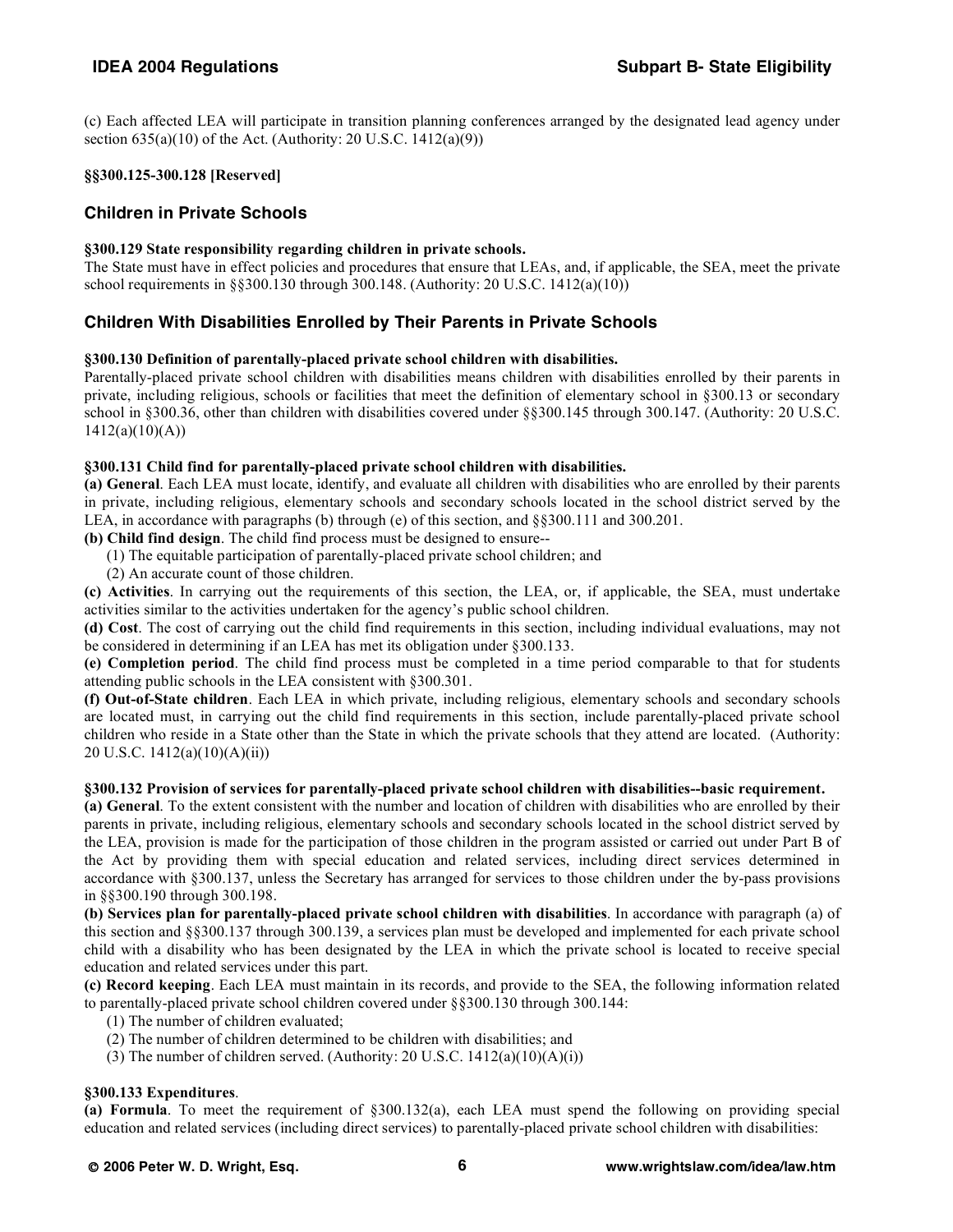(c) Each affected LEA will participate in transition planning conferences arranged by the designated lead agency under section 635(a)(10) of the Act. (Authority: 20 U.S.C. 1412(a)(9))

**§§300.125-300.128 [Reserved]**

## Children in Private Schools

**§300.129 State responsibility regarding children in private schools.**
The State must have in effect policies and procedures that ensure that LEAs, and, if applicable, the SEA, meet the private school requirements in §§300.130 through 300.148. (Authority: 20 U.S.C. 1412(a)(10))

## Children With Disabilities Enrolled by Their Parents in Private Schools

**§300.130 Definition of parentally-placed private school children with disabilities.**
Parentally-placed private school children with disabilities means children with disabilities enrolled by their parents in private, including religious, schools or facilities that meet the definition of elementary school in §300.13 or secondary school in §300.36, other than children with disabilities covered under §§300.145 through 300.147. (Authority: 20 U.S.C. 1412(a)(10)(A))

**§300.131 Child find for parentally-placed private school children with disabilities.**
**(a) General**. Each LEA must locate, identify, and evaluate all children with disabilities who are enrolled by their parents in private, including religious, elementary schools and secondary schools located in the school district served by the LEA, in accordance with paragraphs (b) through (e) of this section, and §§300.111 and 300.201.
**(b) Child find design**. The child find process must be designed to ensure--

(1) The equitable participation of parentally-placed private school children; and
(2) An accurate count of those children.

**(c) Activities**. In carrying out the requirements of this section, the LEA, or, if applicable, the SEA, must undertake activities similar to the activities undertaken for the agency's public school children.
**(d) Cost**. The cost of carrying out the child find requirements in this section, including individual evaluations, may not be considered in determining if an LEA has met its obligation under §300.133.
**(e) Completion period**. The child find process must be completed in a time period comparable to that for students attending public schools in the LEA consistent with §300.301.
**(f) Out-of-State children**. Each LEA in which private, including religious, elementary schools and secondary schools are located must, in carrying out the child find requirements in this section, include parentally-placed private school children who reside in a State other than the State in which the private schools that they attend are located. (Authority: 20 U.S.C. 1412(a)(10)(A)(ii))

**§300.132 Provision of services for parentally-placed private school children with disabilities--basic requirement.**
**(a) General**. To the extent consistent with the number and location of children with disabilities who are enrolled by their parents in private, including religious, elementary schools and secondary schools located in the school district served by the LEA, provision is made for the participation of those children in the program assisted or carried out under Part B of the Act by providing them with special education and related services, including direct services determined in accordance with §300.137, unless the Secretary has arranged for services to those children under the by-pass provisions in §§300.190 through 300.198.
**(b) Services plan for parentally-placed private school children with disabilities**. In accordance with paragraph (a) of this section and §§300.137 through 300.139, a services plan must be developed and implemented for each private school child with a disability who has been designated by the LEA in which the private school is located to receive special education and related services under this part.
**(c) Record keeping**. Each LEA must maintain in its records, and provide to the SEA, the following information related to parentally-placed private school children covered under §§300.130 through 300.144:

(1) The number of children evaluated;
(2) The number of children determined to be children with disabilities; and
(3) The number of children served. (Authority: 20 U.S.C. 1412(a)(10)(A)(i))

**§300.133 Expenditures**.
**(a) Formula**. To meet the requirement of §300.132(a), each LEA must spend the following on providing special education and related services (including direct services) to parentally-placed private school children with disabilities: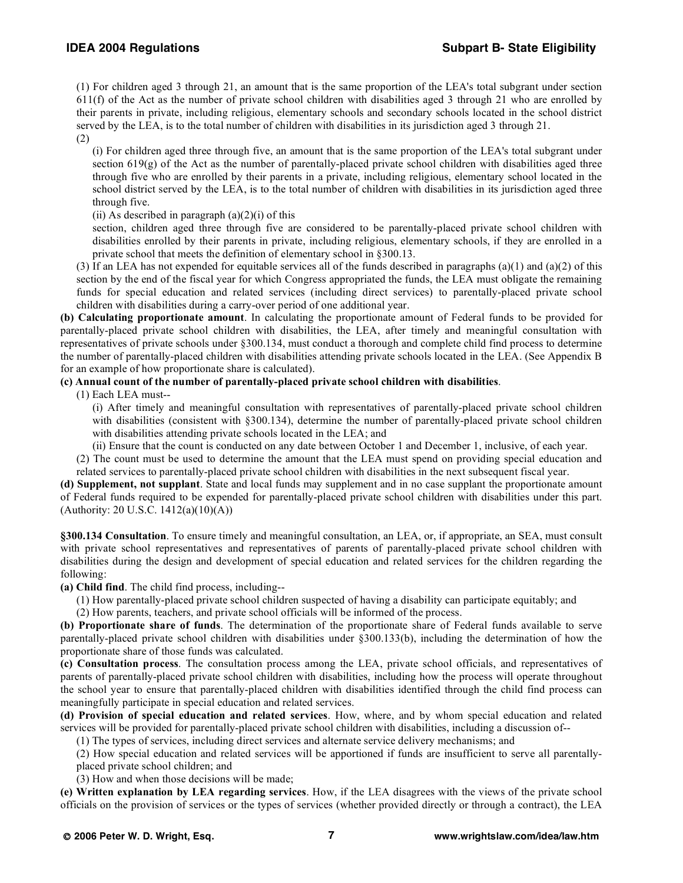(1) For children aged 3 through 21, an amount that is the same proportion of the LEA's total subgrant under section 611(f) of the Act as the number of private school children with disabilities aged 3 through 21 who are enrolled by their parents in private, including religious, elementary schools and secondary schools located in the school district served by the LEA, is to the total number of children with disabilities in its jurisdiction aged 3 through 21.

(2)

(i) For children aged three through five, an amount that is the same proportion of the LEA's total subgrant under section 619(g) of the Act as the number of parentally-placed private school children with disabilities aged three through five who are enrolled by their parents in a private, including religious, elementary school located in the school district served by the LEA, is to the total number of children with disabilities in its jurisdiction aged three through five.

(ii) As described in paragraph (a)(2)(i) of this section, children aged three through five are considered to be parentally-placed private school children with disabilities enrolled by their parents in private, including religious, elementary schools, if they are enrolled in a private school that meets the definition of elementary school in §300.13.

(3) If an LEA has not expended for equitable services all of the funds described in paragraphs (a)(1) and (a)(2) of this section by the end of the fiscal year for which Congress appropriated the funds, the LEA must obligate the remaining funds for special education and related services (including direct services) to parentally-placed private school children with disabilities during a carry-over period of one additional year.

**(b) Calculating proportionate amount**. In calculating the proportionate amount of Federal funds to be provided for parentally-placed private school children with disabilities, the LEA, after timely and meaningful consultation with representatives of private schools under §300.134, must conduct a thorough and complete child find process to determine the number of parentally-placed children with disabilities attending private schools located in the LEA. (See Appendix B for an example of how proportionate share is calculated).

**(c) Annual count of the number of parentally-placed private school children with disabilities**.

(1) Each LEA must--

(i) After timely and meaningful consultation with representatives of parentally-placed private school children with disabilities (consistent with §300.134), determine the number of parentally-placed private school children with disabilities attending private schools located in the LEA; and

(ii) Ensure that the count is conducted on any date between October 1 and December 1, inclusive, of each year.

(2) The count must be used to determine the amount that the LEA must spend on providing special education and related services to parentally-placed private school children with disabilities in the next subsequent fiscal year.

**(d) Supplement, not supplant**. State and local funds may supplement and in no case supplant the proportionate amount of Federal funds required to be expended for parentally-placed private school children with disabilities under this part. (Authority: 20 U.S.C. 1412(a)(10)(A))

**§300.134 Consultation**. To ensure timely and meaningful consultation, an LEA, or, if appropriate, an SEA, must consult with private school representatives and representatives of parents of parentally-placed private school children with disabilities during the design and development of special education and related services for the children regarding the following:

**(a) Child find**. The child find process, including--

(1) How parentally-placed private school children suspected of having a disability can participate equitably; and

(2) How parents, teachers, and private school officials will be informed of the process.

**(b) Proportionate share of funds**. The determination of the proportionate share of Federal funds available to serve parentally-placed private school children with disabilities under §300.133(b), including the determination of how the proportionate share of those funds was calculated.

**(c) Consultation process**. The consultation process among the LEA, private school officials, and representatives of parents of parentally-placed private school children with disabilities, including how the process will operate throughout the school year to ensure that parentally-placed children with disabilities identified through the child find process can meaningfully participate in special education and related services.

**(d) Provision of special education and related services**. How, where, and by whom special education and related services will be provided for parentally-placed private school children with disabilities, including a discussion of--

(1) The types of services, including direct services and alternate service delivery mechanisms; and

(2) How special education and related services will be apportioned if funds are insufficient to serve all parentally-placed private school children; and

(3) How and when those decisions will be made;

**(e) Written explanation by LEA regarding services**. How, if the LEA disagrees with the views of the private school officials on the provision of services or the types of services (whether provided directly or through a contract), the LEA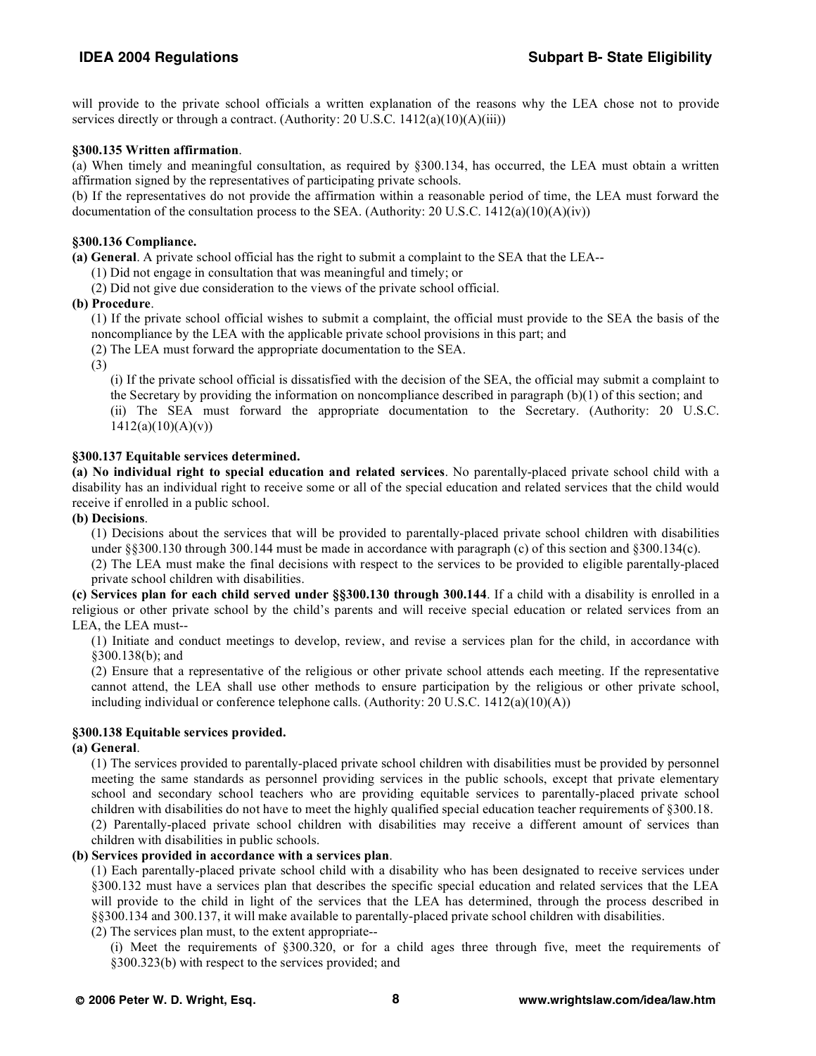will provide to the private school officials a written explanation of the reasons why the LEA chose not to provide services directly or through a contract. (Authority: 20 U.S.C. 1412(a)(10)(A)(iii))

**§300.135 Written affirmation**.

(a) When timely and meaningful consultation, as required by §300.134, has occurred, the LEA must obtain a written affirmation signed by the representatives of participating private schools.

(b) If the representatives do not provide the affirmation within a reasonable period of time, the LEA must forward the documentation of the consultation process to the SEA. (Authority: 20 U.S.C. 1412(a)(10)(A)(iv))

**§300.136 Compliance.**

**(a) General**. A private school official has the right to submit a complaint to the SEA that the LEA--

(1) Did not engage in consultation that was meaningful and timely; or

(2) Did not give due consideration to the views of the private school official.

**(b) Procedure**.

(1) If the private school official wishes to submit a complaint, the official must provide to the SEA the basis of the noncompliance by the LEA with the applicable private school provisions in this part; and

(2) The LEA must forward the appropriate documentation to the SEA.

(3)

(i) If the private school official is dissatisfied with the decision of the SEA, the official may submit a complaint to the Secretary by providing the information on noncompliance described in paragraph (b)(1) of this section; and

(ii) The SEA must forward the appropriate documentation to the Secretary. (Authority: 20 U.S.C. 1412(a)(10)(A)(v))

**§300.137 Equitable services determined.**

**(a) No individual right to special education and related services**. No parentally-placed private school child with a disability has an individual right to receive some or all of the special education and related services that the child would receive if enrolled in a public school.

**(b) Decisions**.

(1) Decisions about the services that will be provided to parentally-placed private school children with disabilities under §§300.130 through 300.144 must be made in accordance with paragraph (c) of this section and §300.134(c).

(2) The LEA must make the final decisions with respect to the services to be provided to eligible parentally-placed private school children with disabilities.

**(c) Services plan for each child served under §§300.130 through 300.144**. If a child with a disability is enrolled in a religious or other private school by the child's parents and will receive special education or related services from an LEA, the LEA must--

(1) Initiate and conduct meetings to develop, review, and revise a services plan for the child, in accordance with §300.138(b); and

(2) Ensure that a representative of the religious or other private school attends each meeting. If the representative cannot attend, the LEA shall use other methods to ensure participation by the religious or other private school, including individual or conference telephone calls. (Authority: 20 U.S.C. 1412(a)(10)(A))

**§300.138 Equitable services provided.**

**(a) General**.

(1) The services provided to parentally-placed private school children with disabilities must be provided by personnel meeting the same standards as personnel providing services in the public schools, except that private elementary school and secondary school teachers who are providing equitable services to parentally-placed private school children with disabilities do not have to meet the highly qualified special education teacher requirements of §300.18.

(2) Parentally-placed private school children with disabilities may receive a different amount of services than children with disabilities in public schools.

**(b) Services provided in accordance with a services plan**.

(1) Each parentally-placed private school child with a disability who has been designated to receive services under §300.132 must have a services plan that describes the specific special education and related services that the LEA will provide to the child in light of the services that the LEA has determined, through the process described in §§300.134 and 300.137, it will make available to parentally-placed private school children with disabilities.

(2) The services plan must, to the extent appropriate--

(i) Meet the requirements of §300.320, or for a child ages three through five, meet the requirements of §300.323(b) with respect to the services provided; and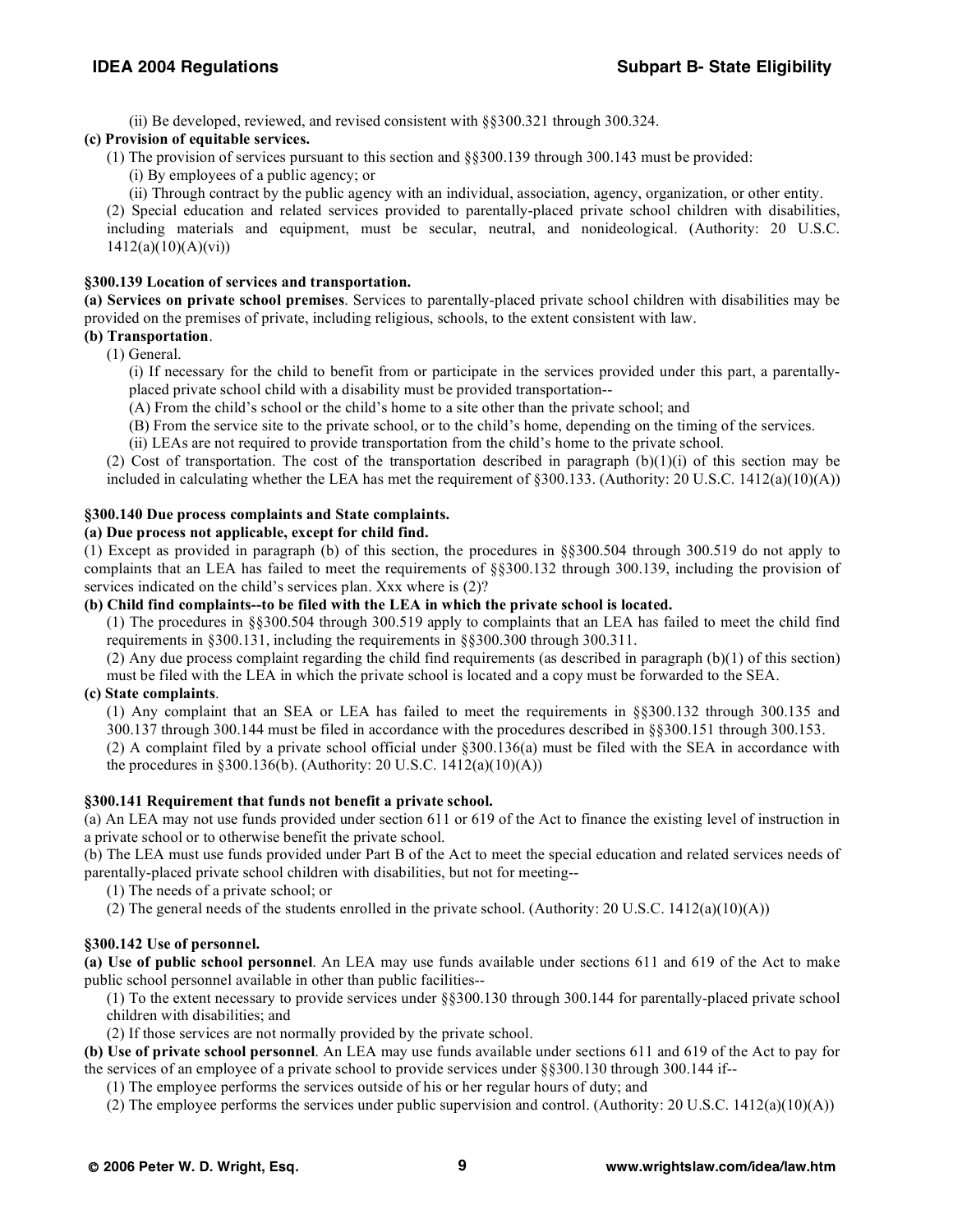(ii) Be developed, reviewed, and revised consistent with §§300.321 through 300.324.

**(c) Provision of equitable services.**

(1) The provision of services pursuant to this section and §§300.139 through 300.143 must be provided:

(i) By employees of a public agency; or

(ii) Through contract by the public agency with an individual, association, agency, organization, or other entity.

(2) Special education and related services provided to parentally-placed private school children with disabilities, including materials and equipment, must be secular, neutral, and nonideological. (Authority: 20 U.S.C. 1412(a)(10)(A)(vi))

**§300.139 Location of services and transportation.**

**(a) Services on private school premises**. Services to parentally-placed private school children with disabilities may be provided on the premises of private, including religious, schools, to the extent consistent with law.

**(b) Transportation**.

(1) General.

(i) If necessary for the child to benefit from or participate in the services provided under this part, a parentally-placed private school child with a disability must be provided transportation--

(A) From the child's school or the child's home to a site other than the private school; and

(B) From the service site to the private school, or to the child's home, depending on the timing of the services.

(ii) LEAs are not required to provide transportation from the child's home to the private school.

(2) Cost of transportation. The cost of the transportation described in paragraph (b)(1)(i) of this section may be included in calculating whether the LEA has met the requirement of §300.133. (Authority: 20 U.S.C. 1412(a)(10)(A))

**§300.140 Due process complaints and State complaints.**

**(a) Due process not applicable, except for child find.**

(1) Except as provided in paragraph (b) of this section, the procedures in §§300.504 through 300.519 do not apply to complaints that an LEA has failed to meet the requirements of §§300.132 through 300.139, including the provision of services indicated on the child's services plan. Xxx where is (2)?

**(b) Child find complaints--to be filed with the LEA in which the private school is located.**

(1) The procedures in §§300.504 through 300.519 apply to complaints that an LEA has failed to meet the child find requirements in §300.131, including the requirements in §§300.300 through 300.311.

(2) Any due process complaint regarding the child find requirements (as described in paragraph (b)(1) of this section) must be filed with the LEA in which the private school is located and a copy must be forwarded to the SEA.

**(c) State complaints**.

(1) Any complaint that an SEA or LEA has failed to meet the requirements in §§300.132 through 300.135 and 300.137 through 300.144 must be filed in accordance with the procedures described in §§300.151 through 300.153.

(2) A complaint filed by a private school official under §300.136(a) must be filed with the SEA in accordance with the procedures in §300.136(b). (Authority: 20 U.S.C. 1412(a)(10)(A))

**§300.141 Requirement that funds not benefit a private school.**

(a) An LEA may not use funds provided under section 611 or 619 of the Act to finance the existing level of instruction in a private school or to otherwise benefit the private school.

(b) The LEA must use funds provided under Part B of the Act to meet the special education and related services needs of parentally-placed private school children with disabilities, but not for meeting--

(1) The needs of a private school; or

(2) The general needs of the students enrolled in the private school. (Authority: 20 U.S.C. 1412(a)(10)(A))

**§300.142 Use of personnel.**

**(a) Use of public school personnel**. An LEA may use funds available under sections 611 and 619 of the Act to make public school personnel available in other than public facilities--

(1) To the extent necessary to provide services under §§300.130 through 300.144 for parentally-placed private school children with disabilities; and

(2) If those services are not normally provided by the private school.

**(b) Use of private school personnel**. An LEA may use funds available under sections 611 and 619 of the Act to pay for the services of an employee of a private school to provide services under §§300.130 through 300.144 if--

(1) The employee performs the services outside of his or her regular hours of duty; and

(2) The employee performs the services under public supervision and control. (Authority: 20 U.S.C. 1412(a)(10)(A))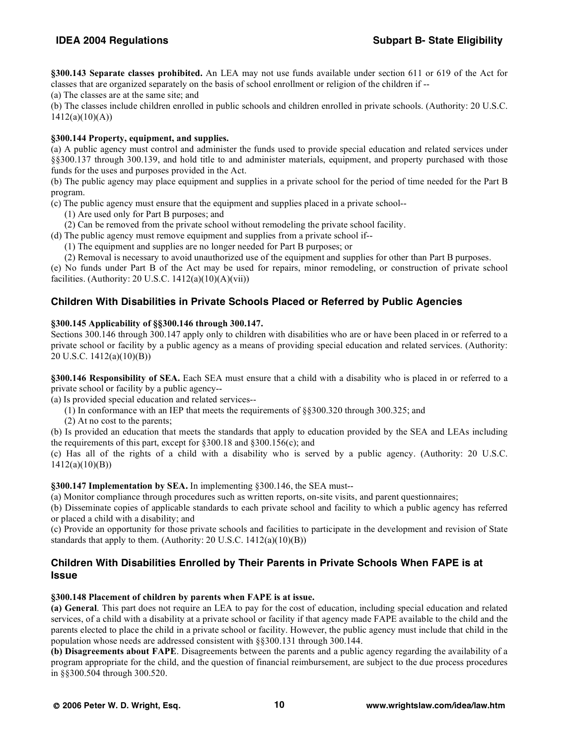**§300.143 Separate classes prohibited.** An LEA may not use funds available under section 611 or 619 of the Act for classes that are organized separately on the basis of school enrollment or religion of the children if --

(a) The classes are at the same site; and

(b) The classes include children enrolled in public schools and children enrolled in private schools. (Authority: 20 U.S.C. 1412(a)(10)(A))

**§300.144 Property, equipment, and supplies.**

(a) A public agency must control and administer the funds used to provide special education and related services under §§300.137 through 300.139, and hold title to and administer materials, equipment, and property purchased with those funds for the uses and purposes provided in the Act.

(b) The public agency may place equipment and supplies in a private school for the period of time needed for the Part B program.

(c) The public agency must ensure that the equipment and supplies placed in a private school--

  (1) Are used only for Part B purposes; and

  (2) Can be removed from the private school without remodeling the private school facility.

(d) The public agency must remove equipment and supplies from a private school if--

  (1) The equipment and supplies are no longer needed for Part B purposes; or

  (2) Removal is necessary to avoid unauthorized use of the equipment and supplies for other than Part B purposes.

(e) No funds under Part B of the Act may be used for repairs, minor remodeling, or construction of private school facilities. (Authority: 20 U.S.C. 1412(a)(10)(A)(vii))

## Children With Disabilities in Private Schools Placed or Referred by Public Agencies

**§300.145 Applicability of §§300.146 through 300.147.**

Sections 300.146 through 300.147 apply only to children with disabilities who are or have been placed in or referred to a private school or facility by a public agency as a means of providing special education and related services. (Authority: 20 U.S.C. 1412(a)(10)(B))

**§300.146 Responsibility of SEA.** Each SEA must ensure that a child with a disability who is placed in or referred to a private school or facility by a public agency--

(a) Is provided special education and related services--

  (1) In conformance with an IEP that meets the requirements of §§300.320 through 300.325; and

  (2) At no cost to the parents;

(b) Is provided an education that meets the standards that apply to education provided by the SEA and LEAs including the requirements of this part, except for §300.18 and §300.156(c); and

(c) Has all of the rights of a child with a disability who is served by a public agency. (Authority: 20 U.S.C. 1412(a)(10)(B))

**§300.147 Implementation by SEA.** In implementing §300.146, the SEA must--

(a) Monitor compliance through procedures such as written reports, on-site visits, and parent questionnaires;

(b) Disseminate copies of applicable standards to each private school and facility to which a public agency has referred or placed a child with a disability; and

(c) Provide an opportunity for those private schools and facilities to participate in the development and revision of State standards that apply to them. (Authority: 20 U.S.C. 1412(a)(10)(B))

## Children With Disabilities Enrolled by Their Parents in Private Schools When FAPE is at Issue

**§300.148 Placement of children by parents when FAPE is at issue.**

**(a) General**. This part does not require an LEA to pay for the cost of education, including special education and related services, of a child with a disability at a private school or facility if that agency made FAPE available to the child and the parents elected to place the child in a private school or facility. However, the public agency must include that child in the population whose needs are addressed consistent with §§300.131 through 300.144.

**(b) Disagreements about FAPE**. Disagreements between the parents and a public agency regarding the availability of a program appropriate for the child, and the question of financial reimbursement, are subject to the due process procedures in §§300.504 through 300.520.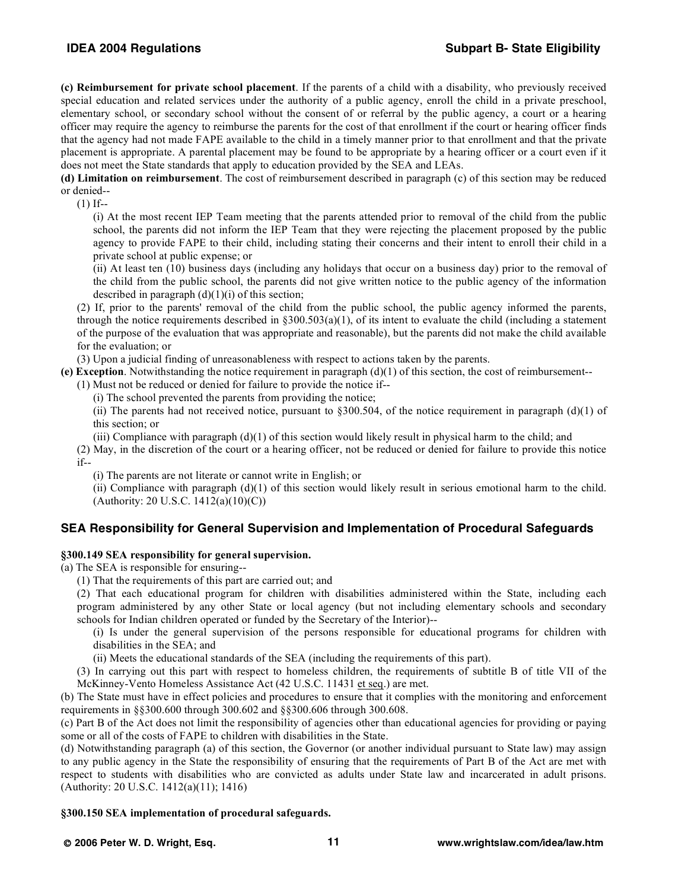**(c) Reimbursement for private school placement**. If the parents of a child with a disability, who previously received special education and related services under the authority of a public agency, enroll the child in a private preschool, elementary school, or secondary school without the consent of or referral by the public agency, a court or a hearing officer may require the agency to reimburse the parents for the cost of that enrollment if the court or hearing officer finds that the agency had not made FAPE available to the child in a timely manner prior to that enrollment and that the private placement is appropriate. A parental placement may be found to be appropriate by a hearing officer or a court even if it does not meet the State standards that apply to education provided by the SEA and LEAs.

**(d) Limitation on reimbursement**. The cost of reimbursement described in paragraph (c) of this section may be reduced or denied--

(1) If--

(i) At the most recent IEP Team meeting that the parents attended prior to removal of the child from the public school, the parents did not inform the IEP Team that they were rejecting the placement proposed by the public agency to provide FAPE to their child, including stating their concerns and their intent to enroll their child in a private school at public expense; or

(ii) At least ten (10) business days (including any holidays that occur on a business day) prior to the removal of the child from the public school, the parents did not give written notice to the public agency of the information described in paragraph (d)(1)(i) of this section;

(2) If, prior to the parents' removal of the child from the public school, the public agency informed the parents, through the notice requirements described in §300.503(a)(1), of its intent to evaluate the child (including a statement of the purpose of the evaluation that was appropriate and reasonable), but the parents did not make the child available for the evaluation; or

(3) Upon a judicial finding of unreasonableness with respect to actions taken by the parents.

**(e) Exception**. Notwithstanding the notice requirement in paragraph (d)(1) of this section, the cost of reimbursement--

(1) Must not be reduced or denied for failure to provide the notice if--

(i) The school prevented the parents from providing the notice;

(ii) The parents had not received notice, pursuant to §300.504, of the notice requirement in paragraph (d)(1) of this section; or

(iii) Compliance with paragraph (d)(1) of this section would likely result in physical harm to the child; and

(2) May, in the discretion of the court or a hearing officer, not be reduced or denied for failure to provide this notice if--

(i) The parents are not literate or cannot write in English; or

(ii) Compliance with paragraph (d)(1) of this section would likely result in serious emotional harm to the child. (Authority: 20 U.S.C. 1412(a)(10)(C))

## SEA Responsibility for General Supervision and Implementation of Procedural Safeguards

### §300.149 SEA responsibility for general supervision.

(a) The SEA is responsible for ensuring--

(1) That the requirements of this part are carried out; and

(2) That each educational program for children with disabilities administered within the State, including each program administered by any other State or local agency (but not including elementary schools and secondary schools for Indian children operated or funded by the Secretary of the Interior)--

(i) Is under the general supervision of the persons responsible for educational programs for children with disabilities in the SEA; and

(ii) Meets the educational standards of the SEA (including the requirements of this part).

(3) In carrying out this part with respect to homeless children, the requirements of subtitle B of title VII of the McKinney-Vento Homeless Assistance Act (42 U.S.C. 11431 et seq.) are met.

(b) The State must have in effect policies and procedures to ensure that it complies with the monitoring and enforcement requirements in §§300.600 through 300.602 and §§300.606 through 300.608.

(c) Part B of the Act does not limit the responsibility of agencies other than educational agencies for providing or paying some or all of the costs of FAPE to children with disabilities in the State.

(d) Notwithstanding paragraph (a) of this section, the Governor (or another individual pursuant to State law) may assign to any public agency in the State the responsibility of ensuring that the requirements of Part B of the Act are met with respect to students with disabilities who are convicted as adults under State law and incarcerated in adult prisons. (Authority: 20 U.S.C. 1412(a)(11); 1416)

### §300.150 SEA implementation of procedural safeguards.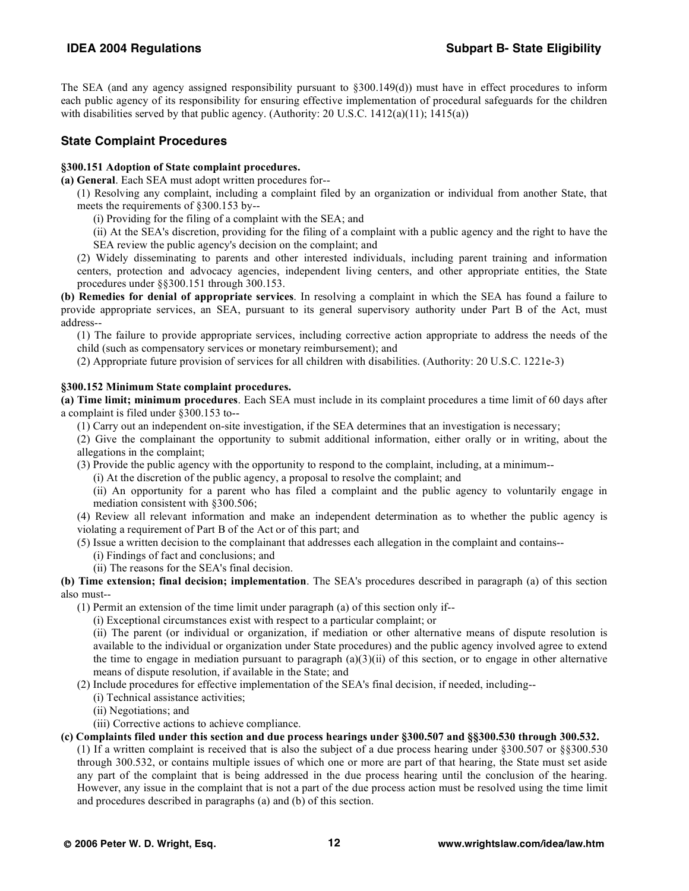The SEA (and any agency assigned responsibility pursuant to §300.149(d)) must have in effect procedures to inform each public agency of its responsibility for ensuring effective implementation of procedural safeguards for the children with disabilities served by that public agency. (Authority: 20 U.S.C. 1412(a)(11); 1415(a))

## State Complaint Procedures

**§300.151 Adoption of State complaint procedures.**

**(a) General**. Each SEA must adopt written procedures for--

(1) Resolving any complaint, including a complaint filed by an organization or individual from another State, that meets the requirements of §300.153 by--

(i) Providing for the filing of a complaint with the SEA; and

(ii) At the SEA's discretion, providing for the filing of a complaint with a public agency and the right to have the SEA review the public agency's decision on the complaint; and

(2) Widely disseminating to parents and other interested individuals, including parent training and information centers, protection and advocacy agencies, independent living centers, and other appropriate entities, the State procedures under §§300.151 through 300.153.

**(b) Remedies for denial of appropriate services**. In resolving a complaint in which the SEA has found a failure to provide appropriate services, an SEA, pursuant to its general supervisory authority under Part B of the Act, must address--

(1) The failure to provide appropriate services, including corrective action appropriate to address the needs of the child (such as compensatory services or monetary reimbursement); and

(2) Appropriate future provision of services for all children with disabilities. (Authority: 20 U.S.C. 1221e-3)

**§300.152 Minimum State complaint procedures.**

**(a) Time limit; minimum procedures**. Each SEA must include in its complaint procedures a time limit of 60 days after a complaint is filed under §300.153 to--

(1) Carry out an independent on-site investigation, if the SEA determines that an investigation is necessary;

(2) Give the complainant the opportunity to submit additional information, either orally or in writing, about the allegations in the complaint;

(3) Provide the public agency with the opportunity to respond to the complaint, including, at a minimum--

(i) At the discretion of the public agency, a proposal to resolve the complaint; and

(ii) An opportunity for a parent who has filed a complaint and the public agency to voluntarily engage in mediation consistent with §300.506;

(4) Review all relevant information and make an independent determination as to whether the public agency is violating a requirement of Part B of the Act or of this part; and

(5) Issue a written decision to the complainant that addresses each allegation in the complaint and contains--

(i) Findings of fact and conclusions; and

(ii) The reasons for the SEA's final decision.

**(b) Time extension; final decision; implementation**. The SEA's procedures described in paragraph (a) of this section also must--

(1) Permit an extension of the time limit under paragraph (a) of this section only if--

(i) Exceptional circumstances exist with respect to a particular complaint; or

(ii) The parent (or individual or organization, if mediation or other alternative means of dispute resolution is available to the individual or organization under State procedures) and the public agency involved agree to extend the time to engage in mediation pursuant to paragraph (a)(3)(ii) of this section, or to engage in other alternative means of dispute resolution, if available in the State; and

(2) Include procedures for effective implementation of the SEA's final decision, if needed, including--

(i) Technical assistance activities;

(ii) Negotiations; and

(iii) Corrective actions to achieve compliance.

**(c) Complaints filed under this section and due process hearings under §300.507 and §§300.530 through 300.532.**

(1) If a written complaint is received that is also the subject of a due process hearing under §300.507 or §§300.530 through 300.532, or contains multiple issues of which one or more are part of that hearing, the State must set aside any part of the complaint that is being addressed in the due process hearing until the conclusion of the hearing. However, any issue in the complaint that is not a part of the due process action must be resolved using the time limit and procedures described in paragraphs (a) and (b) of this section.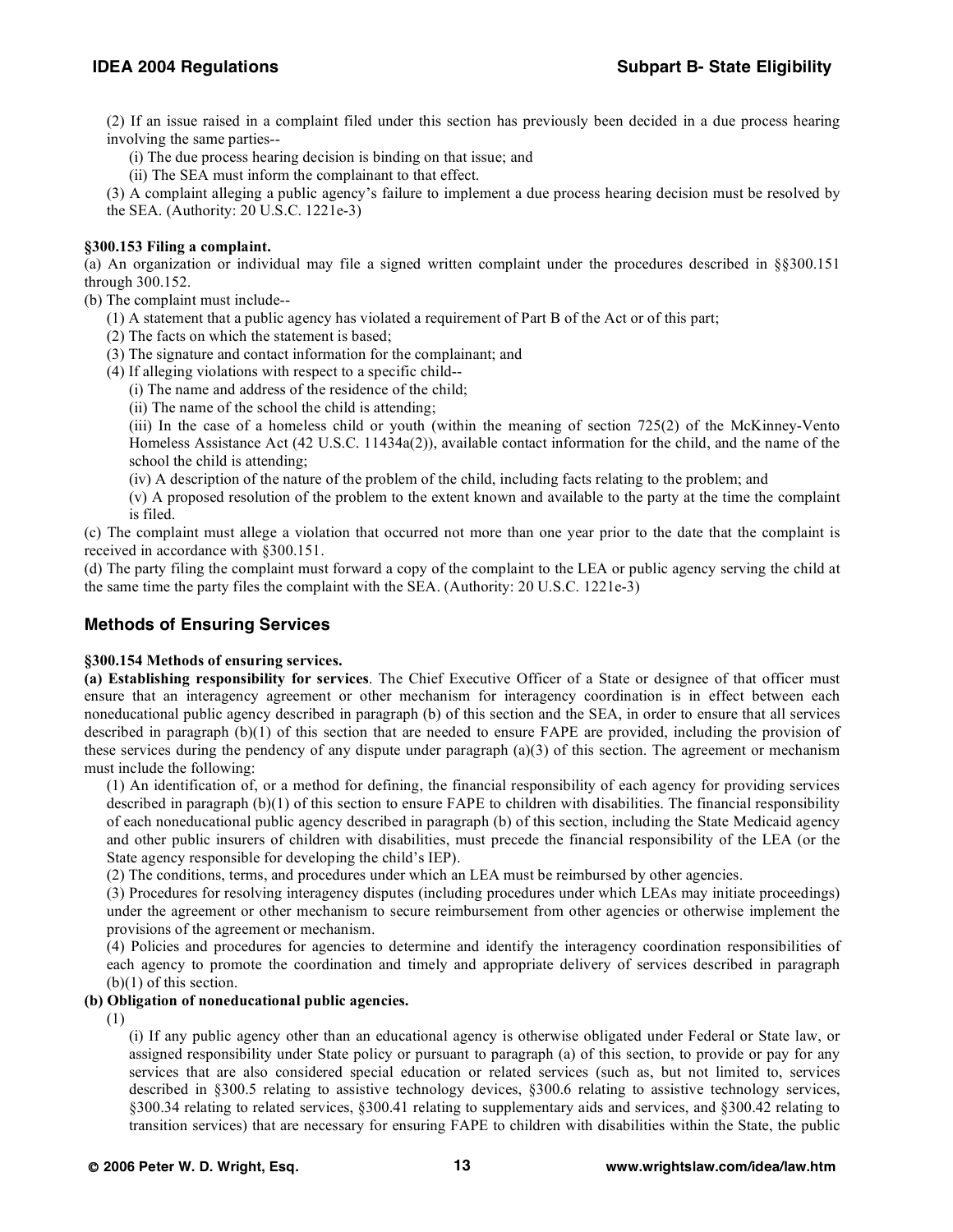(2) If an issue raised in a complaint filed under this section has previously been decided in a due process hearing involving the same parties--

(i) The due process hearing decision is binding on that issue; and

(ii) The SEA must inform the complainant to that effect.

(3) A complaint alleging a public agency's failure to implement a due process hearing decision must be resolved by the SEA. (Authority: 20 U.S.C. 1221e-3)

**§300.153 Filing a complaint.**

(a) An organization or individual may file a signed written complaint under the procedures described in §§300.151 through 300.152.

(b) The complaint must include--

(1) A statement that a public agency has violated a requirement of Part B of the Act or of this part;

(2) The facts on which the statement is based;

(3) The signature and contact information for the complainant; and

(4) If alleging violations with respect to a specific child--

(i) The name and address of the residence of the child;

(ii) The name of the school the child is attending;

(iii) In the case of a homeless child or youth (within the meaning of section 725(2) of the McKinney-Vento Homeless Assistance Act (42 U.S.C. 11434a(2)), available contact information for the child, and the name of the school the child is attending;

(iv) A description of the nature of the problem of the child, including facts relating to the problem; and

(v) A proposed resolution of the problem to the extent known and available to the party at the time the complaint is filed.

(c) The complaint must allege a violation that occurred not more than one year prior to the date that the complaint is received in accordance with §300.151.

(d) The party filing the complaint must forward a copy of the complaint to the LEA or public agency serving the child at the same time the party files the complaint with the SEA. (Authority: 20 U.S.C. 1221e-3)

## Methods of Ensuring Services

**§300.154 Methods of ensuring services.**

**(a) Establishing responsibility for services**. The Chief Executive Officer of a State or designee of that officer must ensure that an interagency agreement or other mechanism for interagency coordination is in effect between each noneducational public agency described in paragraph (b) of this section and the SEA, in order to ensure that all services described in paragraph (b)(1) of this section that are needed to ensure FAPE are provided, including the provision of these services during the pendency of any dispute under paragraph (a)(3) of this section. The agreement or mechanism must include the following:

(1) An identification of, or a method for defining, the financial responsibility of each agency for providing services described in paragraph (b)(1) of this section to ensure FAPE to children with disabilities. The financial responsibility of each noneducational public agency described in paragraph (b) of this section, including the State Medicaid agency and other public insurers of children with disabilities, must precede the financial responsibility of the LEA (or the State agency responsible for developing the child's IEP).

(2) The conditions, terms, and procedures under which an LEA must be reimbursed by other agencies.

(3) Procedures for resolving interagency disputes (including procedures under which LEAs may initiate proceedings) under the agreement or other mechanism to secure reimbursement from other agencies or otherwise implement the provisions of the agreement or mechanism.

(4) Policies and procedures for agencies to determine and identify the interagency coordination responsibilities of each agency to promote the coordination and timely and appropriate delivery of services described in paragraph (b)(1) of this section.

**(b) Obligation of noneducational public agencies.**

(1)

(i) If any public agency other than an educational agency is otherwise obligated under Federal or State law, or assigned responsibility under State policy or pursuant to paragraph (a) of this section, to provide or pay for any services that are also considered special education or related services (such as, but not limited to, services described in §300.5 relating to assistive technology devices, §300.6 relating to assistive technology services, §300.34 relating to related services, §300.41 relating to supplementary aids and services, and §300.42 relating to transition services) that are necessary for ensuring FAPE to children with disabilities within the State, the public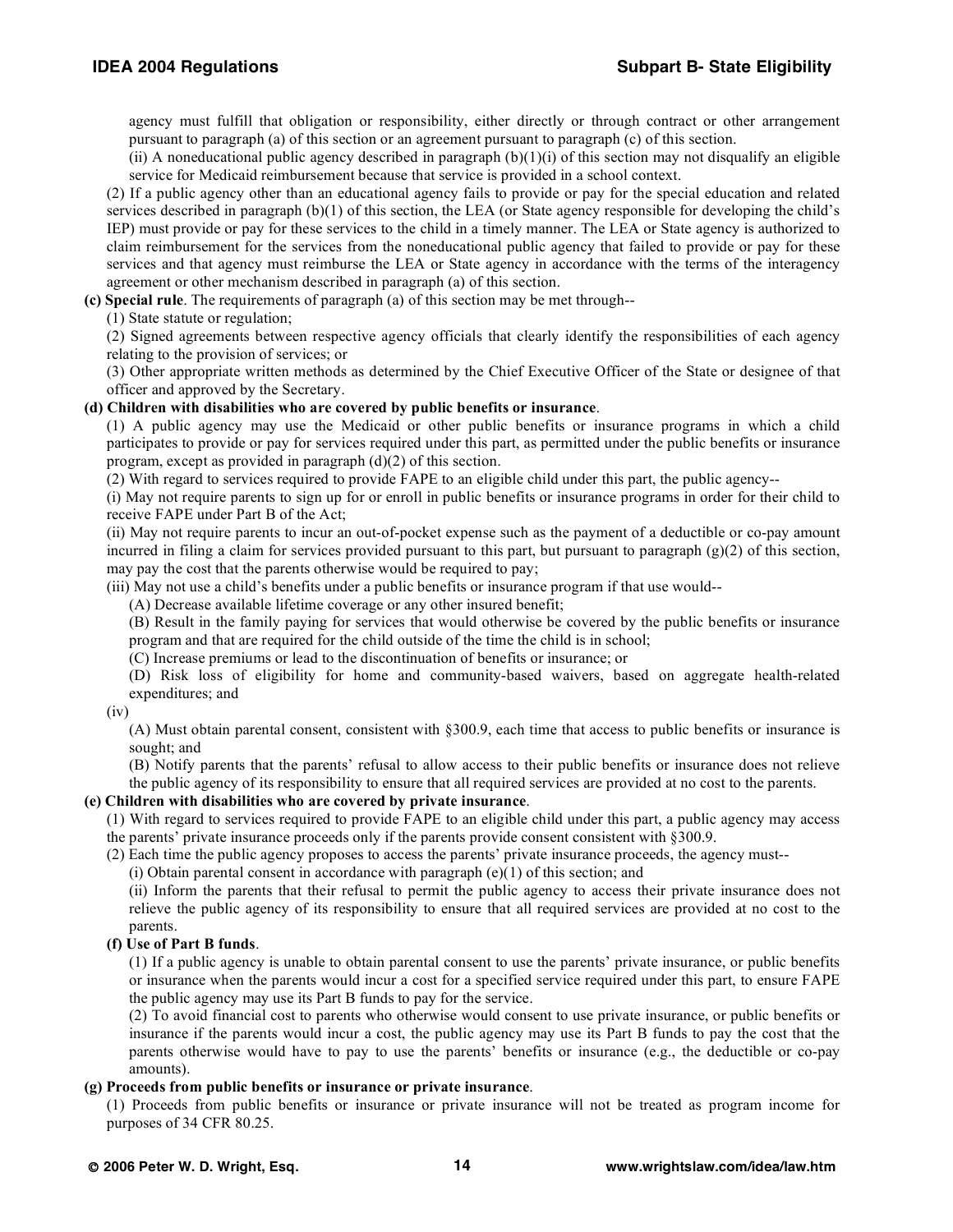agency must fulfill that obligation or responsibility, either directly or through contract or other arrangement pursuant to paragraph (a) of this section or an agreement pursuant to paragraph (c) of this section.

(ii) A noneducational public agency described in paragraph (b)(1)(i) of this section may not disqualify an eligible service for Medicaid reimbursement because that service is provided in a school context.

(2) If a public agency other than an educational agency fails to provide or pay for the special education and related services described in paragraph (b)(1) of this section, the LEA (or State agency responsible for developing the child's IEP) must provide or pay for these services to the child in a timely manner. The LEA or State agency is authorized to claim reimbursement for the services from the noneducational public agency that failed to provide or pay for these services and that agency must reimburse the LEA or State agency in accordance with the terms of the interagency agreement or other mechanism described in paragraph (a) of this section.

**(c) Special rule**. The requirements of paragraph (a) of this section may be met through--

(1) State statute or regulation;

(2) Signed agreements between respective agency officials that clearly identify the responsibilities of each agency relating to the provision of services; or

(3) Other appropriate written methods as determined by the Chief Executive Officer of the State or designee of that officer and approved by the Secretary.

**(d) Children with disabilities who are covered by public benefits or insurance**.

(1) A public agency may use the Medicaid or other public benefits or insurance programs in which a child participates to provide or pay for services required under this part, as permitted under the public benefits or insurance program, except as provided in paragraph (d)(2) of this section.

(2) With regard to services required to provide FAPE to an eligible child under this part, the public agency--

(i) May not require parents to sign up for or enroll in public benefits or insurance programs in order for their child to receive FAPE under Part B of the Act;

(ii) May not require parents to incur an out-of-pocket expense such as the payment of a deductible or co-pay amount incurred in filing a claim for services provided pursuant to this part, but pursuant to paragraph (g)(2) of this section, may pay the cost that the parents otherwise would be required to pay;

(iii) May not use a child's benefits under a public benefits or insurance program if that use would--

(A) Decrease available lifetime coverage or any other insured benefit;

(B) Result in the family paying for services that would otherwise be covered by the public benefits or insurance program and that are required for the child outside of the time the child is in school;

(C) Increase premiums or lead to the discontinuation of benefits or insurance; or

(D) Risk loss of eligibility for home and community-based waivers, based on aggregate health-related expenditures; and

(iv)

(A) Must obtain parental consent, consistent with §300.9, each time that access to public benefits or insurance is sought; and

(B) Notify parents that the parents' refusal to allow access to their public benefits or insurance does not relieve the public agency of its responsibility to ensure that all required services are provided at no cost to the parents.

**(e) Children with disabilities who are covered by private insurance**.

(1) With regard to services required to provide FAPE to an eligible child under this part, a public agency may access the parents' private insurance proceeds only if the parents provide consent consistent with §300.9.

(2) Each time the public agency proposes to access the parents' private insurance proceeds, the agency must--

(i) Obtain parental consent in accordance with paragraph (e)(1) of this section; and

(ii) Inform the parents that their refusal to permit the public agency to access their private insurance does not relieve the public agency of its responsibility to ensure that all required services are provided at no cost to the parents.

**(f) Use of Part B funds**.

(1) If a public agency is unable to obtain parental consent to use the parents' private insurance, or public benefits or insurance when the parents would incur a cost for a specified service required under this part, to ensure FAPE the public agency may use its Part B funds to pay for the service.

(2) To avoid financial cost to parents who otherwise would consent to use private insurance, or public benefits or insurance if the parents would incur a cost, the public agency may use its Part B funds to pay the cost that the parents otherwise would have to pay to use the parents' benefits or insurance (e.g., the deductible or co-pay amounts).

**(g) Proceeds from public benefits or insurance or private insurance**.

(1) Proceeds from public benefits or insurance or private insurance will not be treated as program income for purposes of 34 CFR 80.25.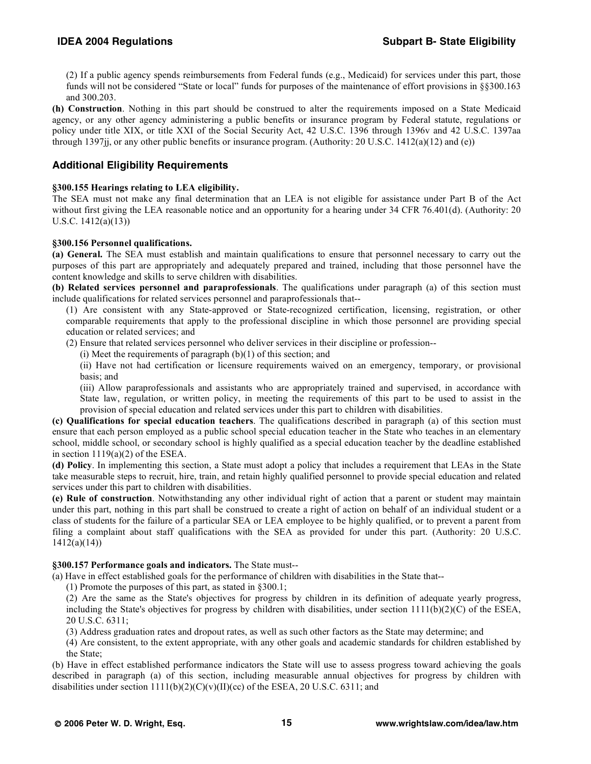(2) If a public agency spends reimbursements from Federal funds (e.g., Medicaid) for services under this part, those funds will not be considered "State or local" funds for purposes of the maintenance of effort provisions in §§300.163 and 300.203.

**(h) Construction**. Nothing in this part should be construed to alter the requirements imposed on a State Medicaid agency, or any other agency administering a public benefits or insurance program by Federal statute, regulations or policy under title XIX, or title XXI of the Social Security Act, 42 U.S.C. 1396 through 1396v and 42 U.S.C. 1397aa through 1397jj, or any other public benefits or insurance program. (Authority: 20 U.S.C. 1412(a)(12) and (e))

## Additional Eligibility Requirements

**§300.155 Hearings relating to LEA eligibility.**

The SEA must not make any final determination that an LEA is not eligible for assistance under Part B of the Act without first giving the LEA reasonable notice and an opportunity for a hearing under 34 CFR 76.401(d). (Authority: 20 U.S.C. 1412(a)(13))

**§300.156 Personnel qualifications.**

**(a) General.** The SEA must establish and maintain qualifications to ensure that personnel necessary to carry out the purposes of this part are appropriately and adequately prepared and trained, including that those personnel have the content knowledge and skills to serve children with disabilities.

**(b) Related services personnel and paraprofessionals**. The qualifications under paragraph (a) of this section must include qualifications for related services personnel and paraprofessionals that--

(1) Are consistent with any State-approved or State-recognized certification, licensing, registration, or other comparable requirements that apply to the professional discipline in which those personnel are providing special education or related services; and

(2) Ensure that related services personnel who deliver services in their discipline or profession--

(i) Meet the requirements of paragraph (b)(1) of this section; and

(ii) Have not had certification or licensure requirements waived on an emergency, temporary, or provisional basis; and

(iii) Allow paraprofessionals and assistants who are appropriately trained and supervised, in accordance with State law, regulation, or written policy, in meeting the requirements of this part to be used to assist in the provision of special education and related services under this part to children with disabilities.

**(c) Qualifications for special education teachers**. The qualifications described in paragraph (a) of this section must ensure that each person employed as a public school special education teacher in the State who teaches in an elementary school, middle school, or secondary school is highly qualified as a special education teacher by the deadline established in section 1119(a)(2) of the ESEA.

**(d) Policy**. In implementing this section, a State must adopt a policy that includes a requirement that LEAs in the State take measurable steps to recruit, hire, train, and retain highly qualified personnel to provide special education and related services under this part to children with disabilities.

**(e) Rule of construction**. Notwithstanding any other individual right of action that a parent or student may maintain under this part, nothing in this part shall be construed to create a right of action on behalf of an individual student or a class of students for the failure of a particular SEA or LEA employee to be highly qualified, or to prevent a parent from filing a complaint about staff qualifications with the SEA as provided for under this part. (Authority: 20 U.S.C. 1412(a)(14))

**§300.157 Performance goals and indicators.** The State must--

(a) Have in effect established goals for the performance of children with disabilities in the State that--

(1) Promote the purposes of this part, as stated in §300.1;

(2) Are the same as the State's objectives for progress by children in its definition of adequate yearly progress, including the State's objectives for progress by children with disabilities, under section 1111(b)(2)(C) of the ESEA, 20 U.S.C. 6311;

(3) Address graduation rates and dropout rates, as well as such other factors as the State may determine; and

(4) Are consistent, to the extent appropriate, with any other goals and academic standards for children established by the State;

(b) Have in effect established performance indicators the State will use to assess progress toward achieving the goals described in paragraph (a) of this section, including measurable annual objectives for progress by children with disabilities under section 1111(b)(2)(C)(v)(II)(cc) of the ESEA, 20 U.S.C. 6311; and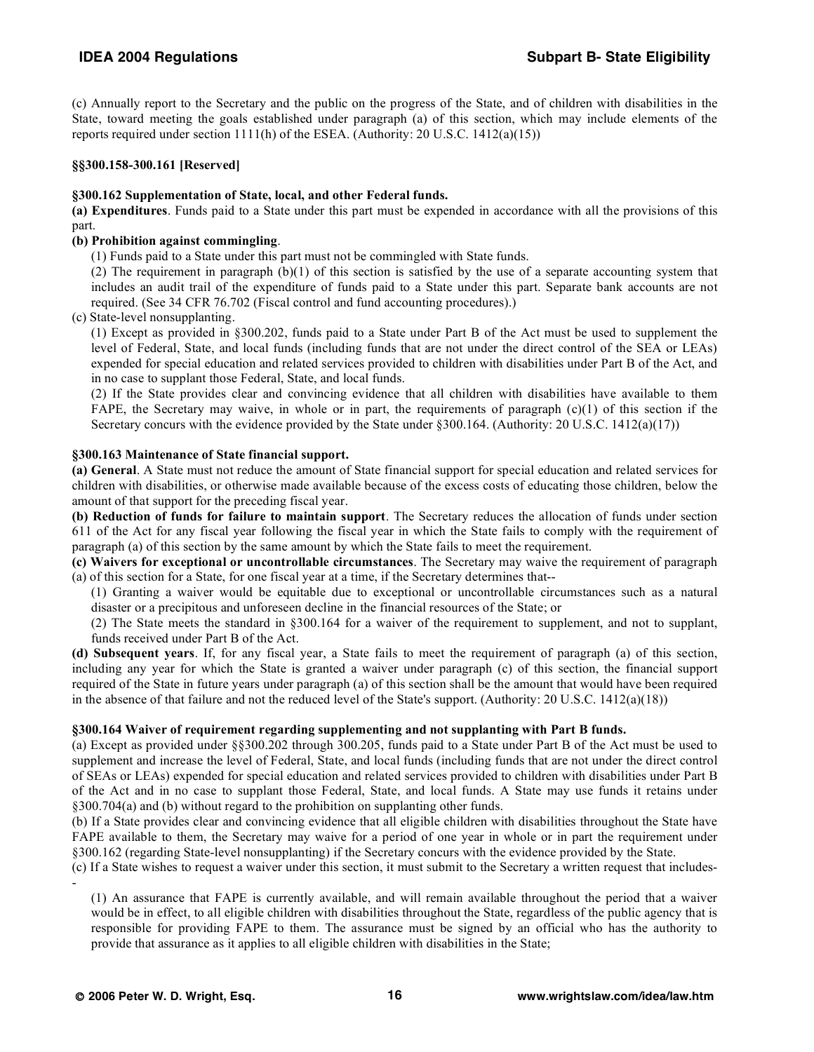(c) Annually report to the Secretary and the public on the progress of the State, and of children with disabilities in the State, toward meeting the goals established under paragraph (a) of this section, which may include elements of the reports required under section 1111(h) of the ESEA. (Authority: 20 U.S.C. 1412(a)(15))

**§§300.158-300.161 [Reserved]**

**§300.162 Supplementation of State, local, and other Federal funds.**

**(a) Expenditures**. Funds paid to a State under this part must be expended in accordance with all the provisions of this part.

**(b) Prohibition against commingling**.

(1) Funds paid to a State under this part must not be commingled with State funds.

(2) The requirement in paragraph (b)(1) of this section is satisfied by the use of a separate accounting system that includes an audit trail of the expenditure of funds paid to a State under this part. Separate bank accounts are not required. (See 34 CFR 76.702 (Fiscal control and fund accounting procedures).)

(c) State-level nonsupplanting.

(1) Except as provided in §300.202, funds paid to a State under Part B of the Act must be used to supplement the level of Federal, State, and local funds (including funds that are not under the direct control of the SEA or LEAs) expended for special education and related services provided to children with disabilities under Part B of the Act, and in no case to supplant those Federal, State, and local funds.

(2) If the State provides clear and convincing evidence that all children with disabilities have available to them FAPE, the Secretary may waive, in whole or in part, the requirements of paragraph (c)(1) of this section if the Secretary concurs with the evidence provided by the State under §300.164. (Authority: 20 U.S.C. 1412(a)(17))

**§300.163 Maintenance of State financial support.**

**(a) General**. A State must not reduce the amount of State financial support for special education and related services for children with disabilities, or otherwise made available because of the excess costs of educating those children, below the amount of that support for the preceding fiscal year.

**(b) Reduction of funds for failure to maintain support**. The Secretary reduces the allocation of funds under section 611 of the Act for any fiscal year following the fiscal year in which the State fails to comply with the requirement of paragraph (a) of this section by the same amount by which the State fails to meet the requirement.

**(c) Waivers for exceptional or uncontrollable circumstances**. The Secretary may waive the requirement of paragraph (a) of this section for a State, for one fiscal year at a time, if the Secretary determines that--

(1) Granting a waiver would be equitable due to exceptional or uncontrollable circumstances such as a natural disaster or a precipitous and unforeseen decline in the financial resources of the State; or

(2) The State meets the standard in §300.164 for a waiver of the requirement to supplement, and not to supplant, funds received under Part B of the Act.

**(d) Subsequent years**. If, for any fiscal year, a State fails to meet the requirement of paragraph (a) of this section, including any year for which the State is granted a waiver under paragraph (c) of this section, the financial support required of the State in future years under paragraph (a) of this section shall be the amount that would have been required in the absence of that failure and not the reduced level of the State's support. (Authority: 20 U.S.C. 1412(a)(18))

**§300.164 Waiver of requirement regarding supplementing and not supplanting with Part B funds.**

(a) Except as provided under §§300.202 through 300.205, funds paid to a State under Part B of the Act must be used to supplement and increase the level of Federal, State, and local funds (including funds that are not under the direct control of SEAs or LEAs) expended for special education and related services provided to children with disabilities under Part B of the Act and in no case to supplant those Federal, State, and local funds. A State may use funds it retains under §300.704(a) and (b) without regard to the prohibition on supplanting other funds.

(b) If a State provides clear and convincing evidence that all eligible children with disabilities throughout the State have FAPE available to them, the Secretary may waive for a period of one year in whole or in part the requirement under §300.162 (regarding State-level nonsupplanting) if the Secretary concurs with the evidence provided by the State.

(c) If a State wishes to request a waiver under this section, it must submit to the Secretary a written request that includes--

(1) An assurance that FAPE is currently available, and will remain available throughout the period that a waiver would be in effect, to all eligible children with disabilities throughout the State, regardless of the public agency that is responsible for providing FAPE to them. The assurance must be signed by an official who has the authority to provide that assurance as it applies to all eligible children with disabilities in the State;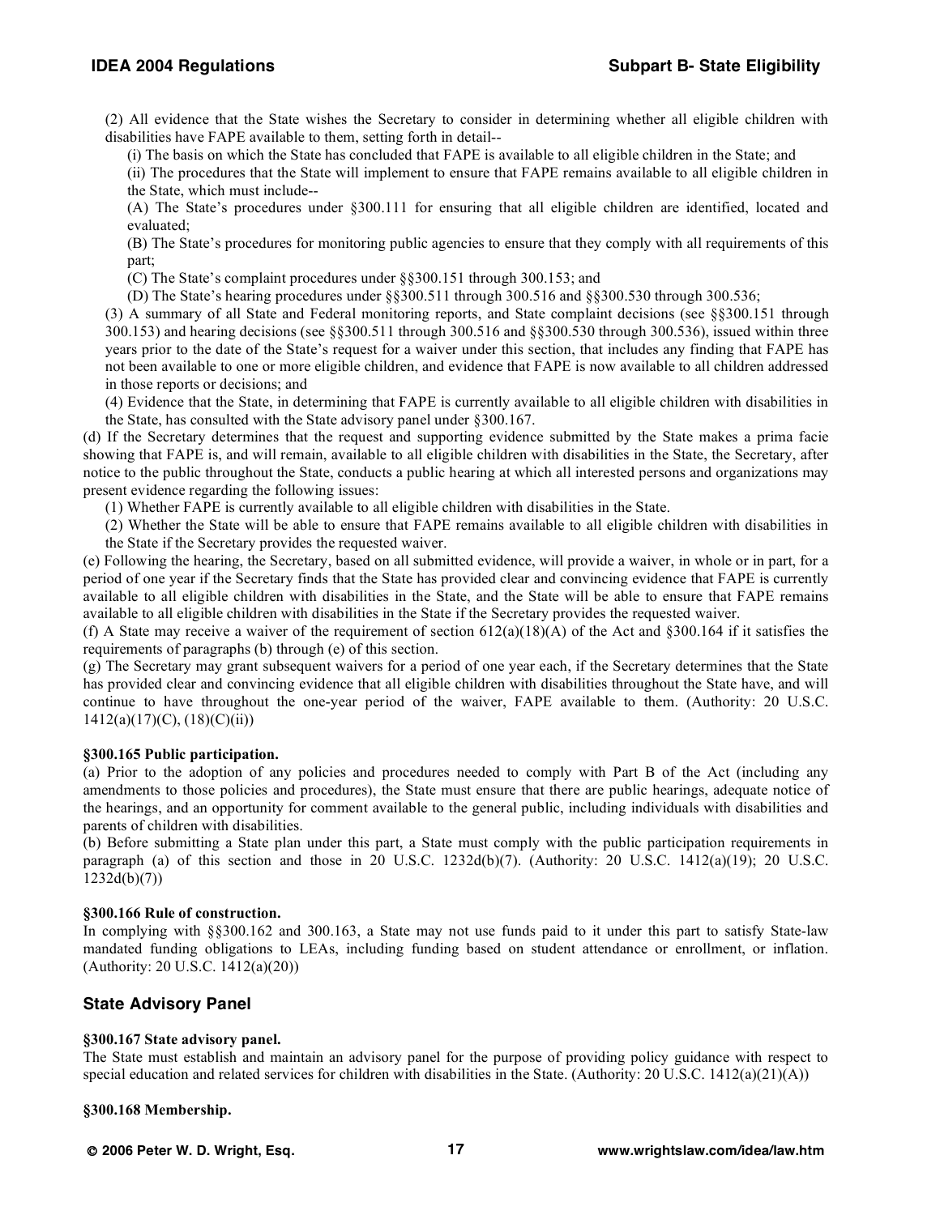(2) All evidence that the State wishes the Secretary to consider in determining whether all eligible children with disabilities have FAPE available to them, setting forth in detail--

(i) The basis on which the State has concluded that FAPE is available to all eligible children in the State; and

(ii) The procedures that the State will implement to ensure that FAPE remains available to all eligible children in the State, which must include--

(A) The State's procedures under §300.111 for ensuring that all eligible children are identified, located and evaluated;

(B) The State's procedures for monitoring public agencies to ensure that they comply with all requirements of this part;

(C) The State's complaint procedures under §§300.151 through 300.153; and

(D) The State's hearing procedures under §§300.511 through 300.516 and §§300.530 through 300.536;

(3) A summary of all State and Federal monitoring reports, and State complaint decisions (see §§300.151 through 300.153) and hearing decisions (see §§300.511 through 300.516 and §§300.530 through 300.536), issued within three years prior to the date of the State's request for a waiver under this section, that includes any finding that FAPE has not been available to one or more eligible children, and evidence that FAPE is now available to all children addressed in those reports or decisions; and

(4) Evidence that the State, in determining that FAPE is currently available to all eligible children with disabilities in the State, has consulted with the State advisory panel under §300.167.

(d) If the Secretary determines that the request and supporting evidence submitted by the State makes a prima facie showing that FAPE is, and will remain, available to all eligible children with disabilities in the State, the Secretary, after notice to the public throughout the State, conducts a public hearing at which all interested persons and organizations may present evidence regarding the following issues:

(1) Whether FAPE is currently available to all eligible children with disabilities in the State.

(2) Whether the State will be able to ensure that FAPE remains available to all eligible children with disabilities in the State if the Secretary provides the requested waiver.

(e) Following the hearing, the Secretary, based on all submitted evidence, will provide a waiver, in whole or in part, for a period of one year if the Secretary finds that the State has provided clear and convincing evidence that FAPE is currently available to all eligible children with disabilities in the State, and the State will be able to ensure that FAPE remains available to all eligible children with disabilities in the State if the Secretary provides the requested waiver.

(f) A State may receive a waiver of the requirement of section 612(a)(18)(A) of the Act and §300.164 if it satisfies the requirements of paragraphs (b) through (e) of this section.

(g) The Secretary may grant subsequent waivers for a period of one year each, if the Secretary determines that the State has provided clear and convincing evidence that all eligible children with disabilities throughout the State have, and will continue to have throughout the one-year period of the waiver, FAPE available to them. (Authority: 20 U.S.C. 1412(a)(17)(C), (18)(C)(ii))

**§300.165 Public participation.**

(a) Prior to the adoption of any policies and procedures needed to comply with Part B of the Act (including any amendments to those policies and procedures), the State must ensure that there are public hearings, adequate notice of the hearings, and an opportunity for comment available to the general public, including individuals with disabilities and parents of children with disabilities.

(b) Before submitting a State plan under this part, a State must comply with the public participation requirements in paragraph (a) of this section and those in 20 U.S.C. 1232d(b)(7). (Authority: 20 U.S.C. 1412(a)(19); 20 U.S.C. 1232d(b)(7))

**§300.166 Rule of construction.**

In complying with §§300.162 and 300.163, a State may not use funds paid to it under this part to satisfy State-law mandated funding obligations to LEAs, including funding based on student attendance or enrollment, or inflation. (Authority: 20 U.S.C. 1412(a)(20))

## State Advisory Panel

**§300.167 State advisory panel.**

The State must establish and maintain an advisory panel for the purpose of providing policy guidance with respect to special education and related services for children with disabilities in the State. (Authority: 20 U.S.C. 1412(a)(21)(A))

**§300.168 Membership.**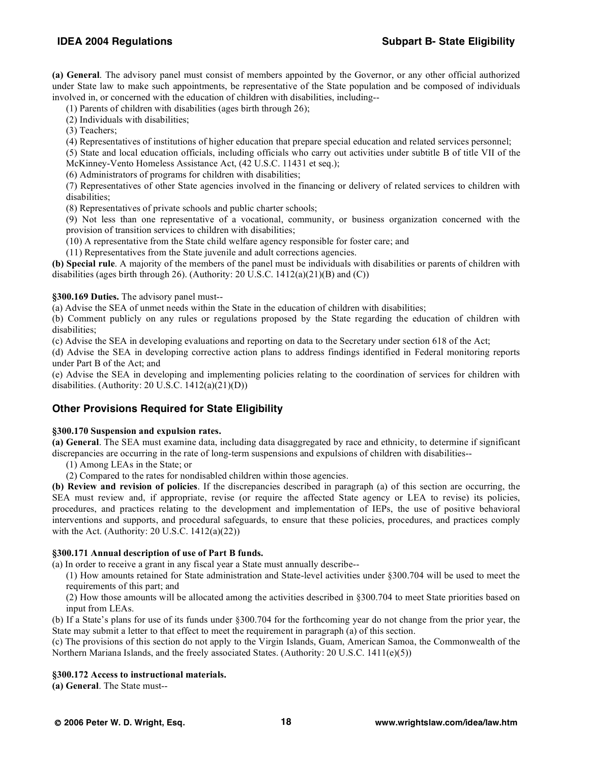**(a) General**. The advisory panel must consist of members appointed by the Governor, or any other official authorized under State law to make such appointments, be representative of the State population and be composed of individuals involved in, or concerned with the education of children with disabilities, including--

(1) Parents of children with disabilities (ages birth through 26);

(2) Individuals with disabilities;

(3) Teachers;

(4) Representatives of institutions of higher education that prepare special education and related services personnel;

(5) State and local education officials, including officials who carry out activities under subtitle B of title VII of the McKinney-Vento Homeless Assistance Act, (42 U.S.C. 11431 et seq.);

(6) Administrators of programs for children with disabilities;

(7) Representatives of other State agencies involved in the financing or delivery of related services to children with disabilities;

(8) Representatives of private schools and public charter schools;

(9) Not less than one representative of a vocational, community, or business organization concerned with the provision of transition services to children with disabilities;

(10) A representative from the State child welfare agency responsible for foster care; and

(11) Representatives from the State juvenile and adult corrections agencies.

**(b) Special rule**. A majority of the members of the panel must be individuals with disabilities or parents of children with disabilities (ages birth through 26). (Authority: 20 U.S.C. 1412(a)(21)(B) and (C))

**§300.169 Duties.** The advisory panel must--

(a) Advise the SEA of unmet needs within the State in the education of children with disabilities;

(b) Comment publicly on any rules or regulations proposed by the State regarding the education of children with disabilities;

(c) Advise the SEA in developing evaluations and reporting on data to the Secretary under section 618 of the Act;

(d) Advise the SEA in developing corrective action plans to address findings identified in Federal monitoring reports under Part B of the Act; and

(e) Advise the SEA in developing and implementing policies relating to the coordination of services for children with disabilities. (Authority: 20 U.S.C. 1412(a)(21)(D))

## Other Provisions Required for State Eligibility

**§300.170 Suspension and expulsion rates.**

**(a) General**. The SEA must examine data, including data disaggregated by race and ethnicity, to determine if significant discrepancies are occurring in the rate of long-term suspensions and expulsions of children with disabilities--

(1) Among LEAs in the State; or

(2) Compared to the rates for nondisabled children within those agencies.

**(b) Review and revision of policies**. If the discrepancies described in paragraph (a) of this section are occurring, the SEA must review and, if appropriate, revise (or require the affected State agency or LEA to revise) its policies, procedures, and practices relating to the development and implementation of IEPs, the use of positive behavioral interventions and supports, and procedural safeguards, to ensure that these policies, procedures, and practices comply with the Act. (Authority: 20 U.S.C. 1412(a)(22))

**§300.171 Annual description of use of Part B funds.**

(a) In order to receive a grant in any fiscal year a State must annually describe--

(1) How amounts retained for State administration and State-level activities under §300.704 will be used to meet the requirements of this part; and

(2) How those amounts will be allocated among the activities described in §300.704 to meet State priorities based on input from LEAs.

(b) If a State's plans for use of its funds under §300.704 for the forthcoming year do not change from the prior year, the State may submit a letter to that effect to meet the requirement in paragraph (a) of this section.

(c) The provisions of this section do not apply to the Virgin Islands, Guam, American Samoa, the Commonwealth of the Northern Mariana Islands, and the freely associated States. (Authority: 20 U.S.C. 1411(e)(5))

**§300.172 Access to instructional materials.**

**(a) General**. The State must--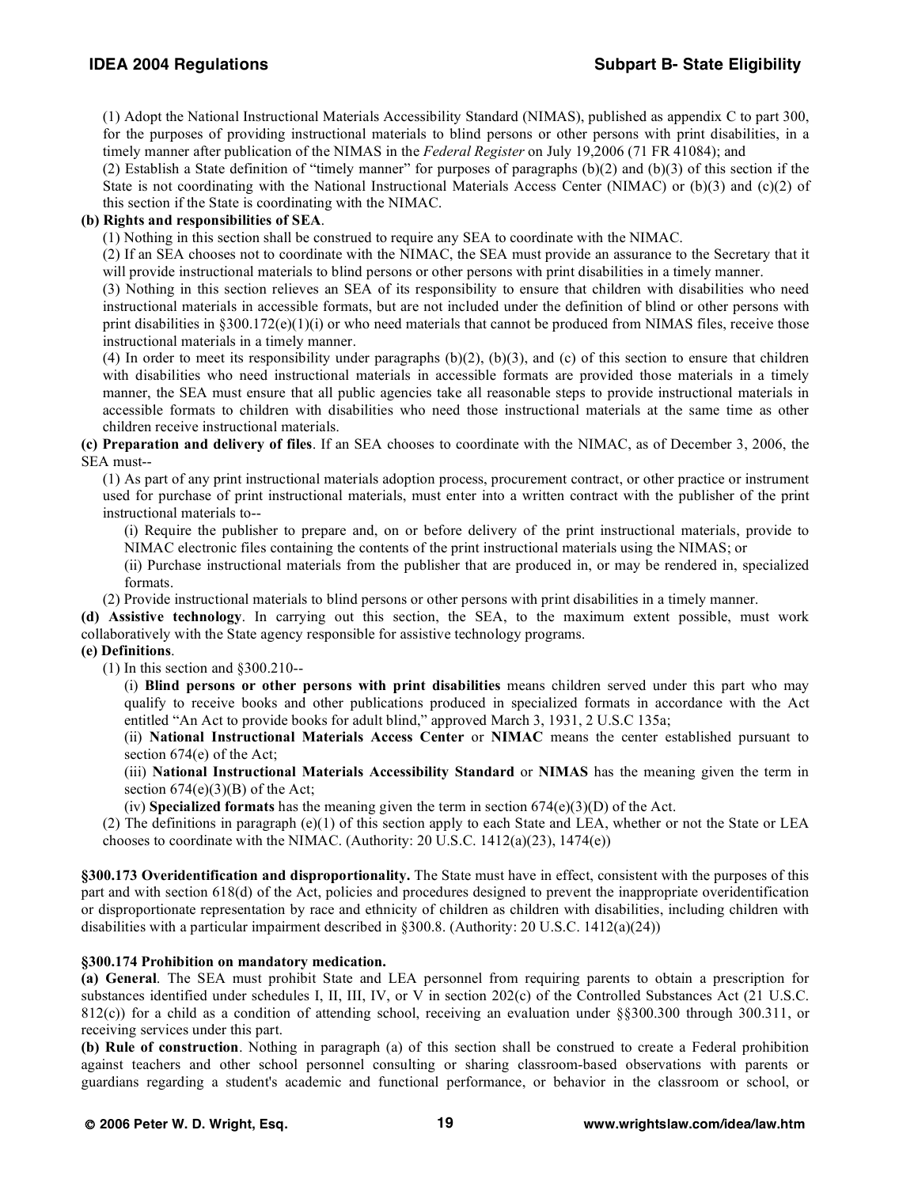(1) Adopt the National Instructional Materials Accessibility Standard (NIMAS), published as appendix C to part 300, for the purposes of providing instructional materials to blind persons or other persons with print disabilities, in a timely manner after publication of the NIMAS in the *Federal Register* on July 19,2006 (71 FR 41084); and

(2) Establish a State definition of "timely manner" for purposes of paragraphs (b)(2) and (b)(3) of this section if the State is not coordinating with the National Instructional Materials Access Center (NIMAC) or (b)(3) and (c)(2) of this section if the State is coordinating with the NIMAC.

**(b) Rights and responsibilities of SEA**.

(1) Nothing in this section shall be construed to require any SEA to coordinate with the NIMAC.

(2) If an SEA chooses not to coordinate with the NIMAC, the SEA must provide an assurance to the Secretary that it will provide instructional materials to blind persons or other persons with print disabilities in a timely manner.

(3) Nothing in this section relieves an SEA of its responsibility to ensure that children with disabilities who need instructional materials in accessible formats, but are not included under the definition of blind or other persons with print disabilities in §300.172(e)(1)(i) or who need materials that cannot be produced from NIMAS files, receive those instructional materials in a timely manner.

(4) In order to meet its responsibility under paragraphs (b)(2), (b)(3), and (c) of this section to ensure that children with disabilities who need instructional materials in accessible formats are provided those materials in a timely manner, the SEA must ensure that all public agencies take all reasonable steps to provide instructional materials in accessible formats to children with disabilities who need those instructional materials at the same time as other children receive instructional materials.

**(c) Preparation and delivery of files**. If an SEA chooses to coordinate with the NIMAC, as of December 3, 2006, the SEA must--

(1) As part of any print instructional materials adoption process, procurement contract, or other practice or instrument used for purchase of print instructional materials, must enter into a written contract with the publisher of the print instructional materials to--

(i) Require the publisher to prepare and, on or before delivery of the print instructional materials, provide to NIMAC electronic files containing the contents of the print instructional materials using the NIMAS; or

(ii) Purchase instructional materials from the publisher that are produced in, or may be rendered in, specialized formats.

(2) Provide instructional materials to blind persons or other persons with print disabilities in a timely manner.

**(d) Assistive technology**. In carrying out this section, the SEA, to the maximum extent possible, must work collaboratively with the State agency responsible for assistive technology programs.

**(e) Definitions**.

(1) In this section and §300.210--

(i) **Blind persons or other persons with print disabilities** means children served under this part who may qualify to receive books and other publications produced in specialized formats in accordance with the Act entitled "An Act to provide books for adult blind," approved March 3, 1931, 2 U.S.C 135a;

(ii) **National Instructional Materials Access Center** or **NIMAC** means the center established pursuant to section 674(e) of the Act;

(iii) **National Instructional Materials Accessibility Standard** or **NIMAS** has the meaning given the term in section 674(e)(3)(B) of the Act;

(iv) **Specialized formats** has the meaning given the term in section 674(e)(3)(D) of the Act.

(2) The definitions in paragraph (e)(1) of this section apply to each State and LEA, whether or not the State or LEA chooses to coordinate with the NIMAC. (Authority: 20 U.S.C. 1412(a)(23), 1474(e))

**§300.173 Overidentification and disproportionality.** The State must have in effect, consistent with the purposes of this part and with section 618(d) of the Act, policies and procedures designed to prevent the inappropriate overidentification or disproportionate representation by race and ethnicity of children as children with disabilities, including children with disabilities with a particular impairment described in §300.8. (Authority: 20 U.S.C. 1412(a)(24))

**§300.174 Prohibition on mandatory medication.**

**(a) General**. The SEA must prohibit State and LEA personnel from requiring parents to obtain a prescription for substances identified under schedules I, II, III, IV, or V in section 202(c) of the Controlled Substances Act (21 U.S.C. 812(c)) for a child as a condition of attending school, receiving an evaluation under §§300.300 through 300.311, or receiving services under this part.

**(b) Rule of construction**. Nothing in paragraph (a) of this section shall be construed to create a Federal prohibition against teachers and other school personnel consulting or sharing classroom-based observations with parents or guardians regarding a student's academic and functional performance, or behavior in the classroom or school, or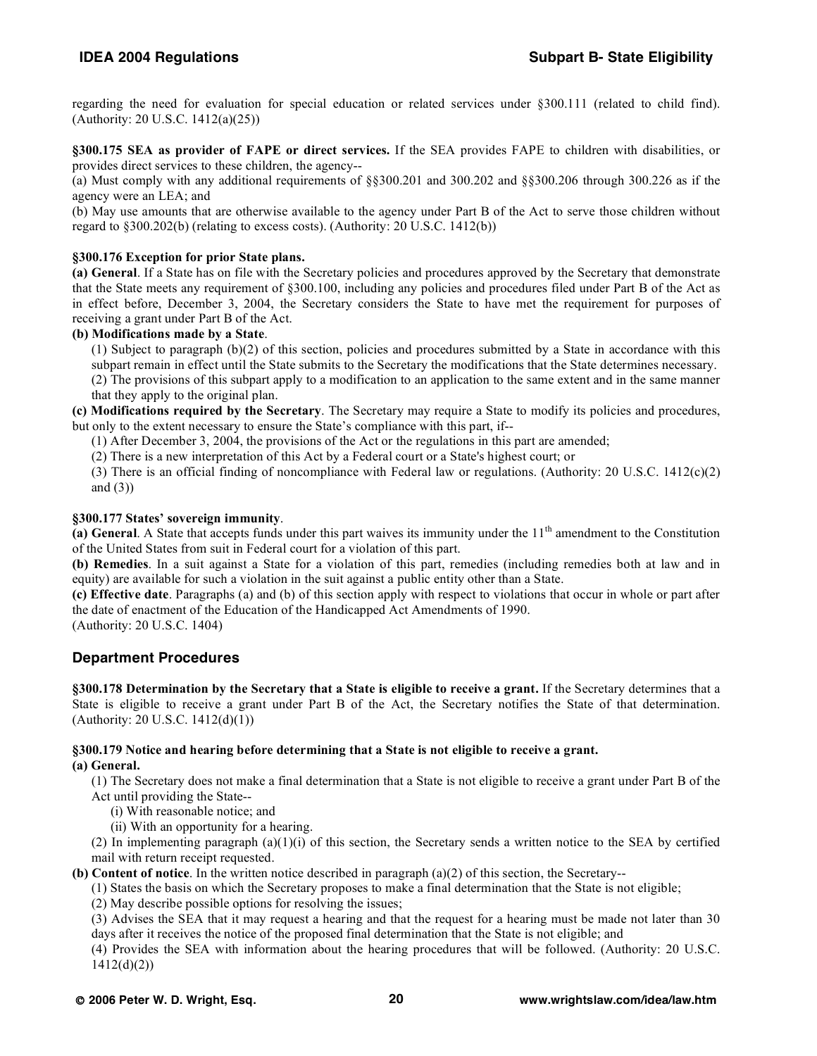regarding the need for evaluation for special education or related services under §300.111 (related to child find). (Authority: 20 U.S.C. 1412(a)(25))

**§300.175 SEA as provider of FAPE or direct services.** If the SEA provides FAPE to children with disabilities, or provides direct services to these children, the agency--

(a) Must comply with any additional requirements of §§300.201 and 300.202 and §§300.206 through 300.226 as if the agency were an LEA; and

(b) May use amounts that are otherwise available to the agency under Part B of the Act to serve those children without regard to §300.202(b) (relating to excess costs). (Authority: 20 U.S.C. 1412(b))

**§300.176 Exception for prior State plans.**

**(a) General**. If a State has on file with the Secretary policies and procedures approved by the Secretary that demonstrate that the State meets any requirement of §300.100, including any policies and procedures filed under Part B of the Act as in effect before, December 3, 2004, the Secretary considers the State to have met the requirement for purposes of receiving a grant under Part B of the Act.

**(b) Modifications made by a State**.

(1) Subject to paragraph (b)(2) of this section, policies and procedures submitted by a State in accordance with this subpart remain in effect until the State submits to the Secretary the modifications that the State determines necessary.

(2) The provisions of this subpart apply to a modification to an application to the same extent and in the same manner that they apply to the original plan.

**(c) Modifications required by the Secretary**. The Secretary may require a State to modify its policies and procedures, but only to the extent necessary to ensure the State's compliance with this part, if--

(1) After December 3, 2004, the provisions of the Act or the regulations in this part are amended;

(2) There is a new interpretation of this Act by a Federal court or a State's highest court; or

(3) There is an official finding of noncompliance with Federal law or regulations. (Authority: 20 U.S.C. 1412(c)(2) and (3))

**§300.177 States' sovereign immunity**.

**(a) General**. A State that accepts funds under this part waives its immunity under the 11th amendment to the Constitution of the United States from suit in Federal court for a violation of this part.

**(b) Remedies**. In a suit against a State for a violation of this part, remedies (including remedies both at law and in equity) are available for such a violation in the suit against a public entity other than a State.

**(c) Effective date**. Paragraphs (a) and (b) of this section apply with respect to violations that occur in whole or part after the date of enactment of the Education of the Handicapped Act Amendments of 1990.

(Authority: 20 U.S.C. 1404)

## Department Procedures

**§300.178 Determination by the Secretary that a State is eligible to receive a grant.** If the Secretary determines that a State is eligible to receive a grant under Part B of the Act, the Secretary notifies the State of that determination. (Authority: 20 U.S.C. 1412(d)(1))

**§300.179 Notice and hearing before determining that a State is not eligible to receive a grant.**

**(a) General.**

(1) The Secretary does not make a final determination that a State is not eligible to receive a grant under Part B of the Act until providing the State--

(i) With reasonable notice; and

(ii) With an opportunity for a hearing.

(2) In implementing paragraph (a)(1)(i) of this section, the Secretary sends a written notice to the SEA by certified mail with return receipt requested.

**(b) Content of notice**. In the written notice described in paragraph (a)(2) of this section, the Secretary--

(1) States the basis on which the Secretary proposes to make a final determination that the State is not eligible;

(2) May describe possible options for resolving the issues;

(3) Advises the SEA that it may request a hearing and that the request for a hearing must be made not later than 30 days after it receives the notice of the proposed final determination that the State is not eligible; and

(4) Provides the SEA with information about the hearing procedures that will be followed. (Authority: 20 U.S.C. 1412(d)(2))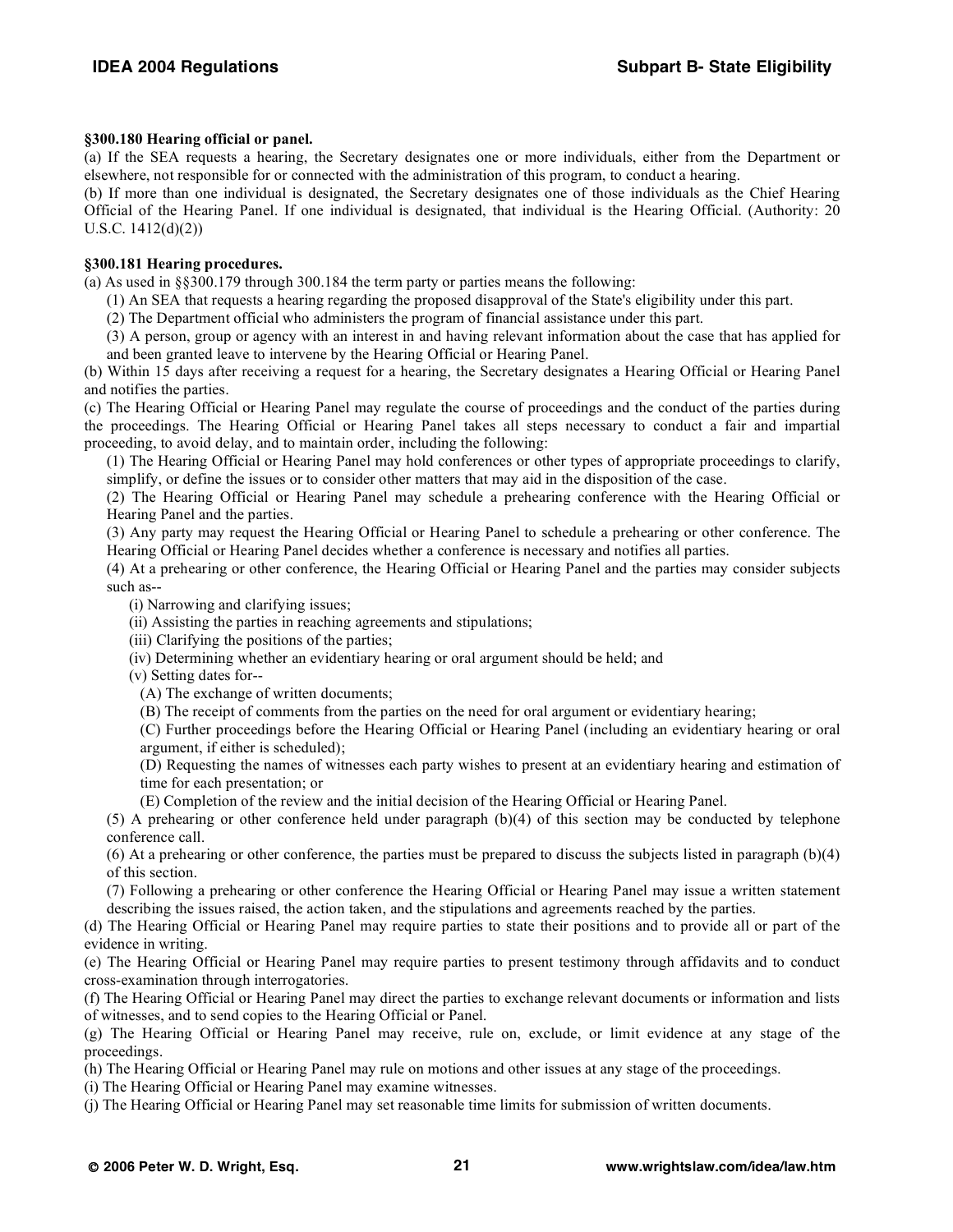**§300.180 Hearing official or panel.**

(a) If the SEA requests a hearing, the Secretary designates one or more individuals, either from the Department or elsewhere, not responsible for or connected with the administration of this program, to conduct a hearing.

(b) If more than one individual is designated, the Secretary designates one of those individuals as the Chief Hearing Official of the Hearing Panel. If one individual is designated, that individual is the Hearing Official. (Authority: 20 U.S.C. 1412(d)(2))

**§300.181 Hearing procedures.**

(a) As used in §§300.179 through 300.184 the term party or parties means the following:

(1) An SEA that requests a hearing regarding the proposed disapproval of the State's eligibility under this part.

(2) The Department official who administers the program of financial assistance under this part.

(3) A person, group or agency with an interest in and having relevant information about the case that has applied for and been granted leave to intervene by the Hearing Official or Hearing Panel.

(b) Within 15 days after receiving a request for a hearing, the Secretary designates a Hearing Official or Hearing Panel and notifies the parties.

(c) The Hearing Official or Hearing Panel may regulate the course of proceedings and the conduct of the parties during the proceedings. The Hearing Official or Hearing Panel takes all steps necessary to conduct a fair and impartial proceeding, to avoid delay, and to maintain order, including the following:

(1) The Hearing Official or Hearing Panel may hold conferences or other types of appropriate proceedings to clarify, simplify, or define the issues or to consider other matters that may aid in the disposition of the case.

(2) The Hearing Official or Hearing Panel may schedule a prehearing conference with the Hearing Official or Hearing Panel and the parties.

(3) Any party may request the Hearing Official or Hearing Panel to schedule a prehearing or other conference. The Hearing Official or Hearing Panel decides whether a conference is necessary and notifies all parties.

(4) At a prehearing or other conference, the Hearing Official or Hearing Panel and the parties may consider subjects such as--

(i) Narrowing and clarifying issues;

(ii) Assisting the parties in reaching agreements and stipulations;

(iii) Clarifying the positions of the parties;

(iv) Determining whether an evidentiary hearing or oral argument should be held; and

(v) Setting dates for--

(A) The exchange of written documents;

(B) The receipt of comments from the parties on the need for oral argument or evidentiary hearing;

(C) Further proceedings before the Hearing Official or Hearing Panel (including an evidentiary hearing or oral argument, if either is scheduled);

(D) Requesting the names of witnesses each party wishes to present at an evidentiary hearing and estimation of time for each presentation; or

(E) Completion of the review and the initial decision of the Hearing Official or Hearing Panel.

(5) A prehearing or other conference held under paragraph (b)(4) of this section may be conducted by telephone conference call.

(6) At a prehearing or other conference, the parties must be prepared to discuss the subjects listed in paragraph (b)(4) of this section.

(7) Following a prehearing or other conference the Hearing Official or Hearing Panel may issue a written statement describing the issues raised, the action taken, and the stipulations and agreements reached by the parties.

(d) The Hearing Official or Hearing Panel may require parties to state their positions and to provide all or part of the evidence in writing.

(e) The Hearing Official or Hearing Panel may require parties to present testimony through affidavits and to conduct cross-examination through interrogatories.

(f) The Hearing Official or Hearing Panel may direct the parties to exchange relevant documents or information and lists of witnesses, and to send copies to the Hearing Official or Panel.

(g) The Hearing Official or Hearing Panel may receive, rule on, exclude, or limit evidence at any stage of the proceedings.

(h) The Hearing Official or Hearing Panel may rule on motions and other issues at any stage of the proceedings.

(i) The Hearing Official or Hearing Panel may examine witnesses.

(j) The Hearing Official or Hearing Panel may set reasonable time limits for submission of written documents.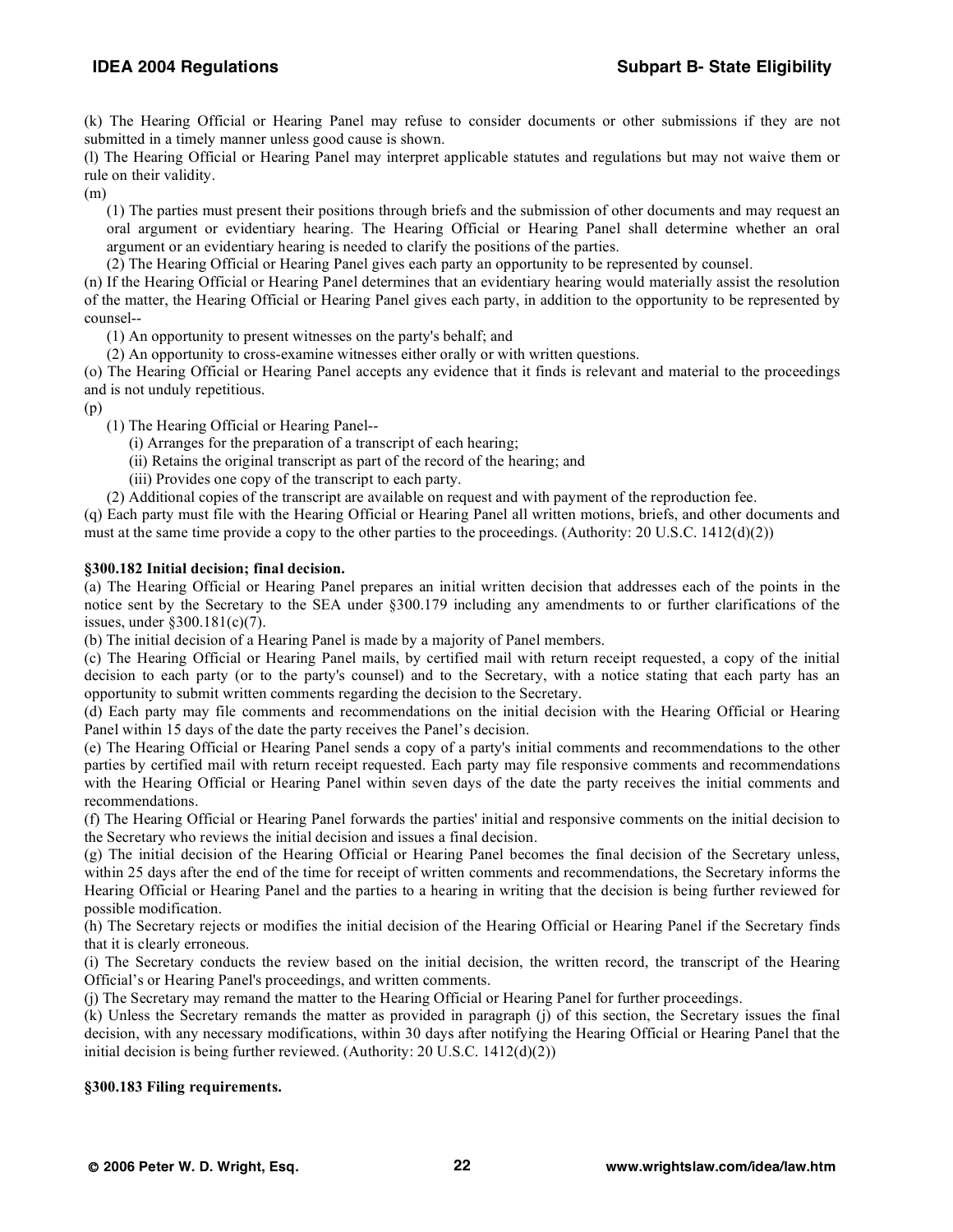(k) The Hearing Official or Hearing Panel may refuse to consider documents or other submissions if they are not submitted in a timely manner unless good cause is shown.

(l) The Hearing Official or Hearing Panel may interpret applicable statutes and regulations but may not waive them or rule on their validity.

(m)

(1) The parties must present their positions through briefs and the submission of other documents and may request an oral argument or evidentiary hearing. The Hearing Official or Hearing Panel shall determine whether an oral argument or an evidentiary hearing is needed to clarify the positions of the parties.

(2) The Hearing Official or Hearing Panel gives each party an opportunity to be represented by counsel.

(n) If the Hearing Official or Hearing Panel determines that an evidentiary hearing would materially assist the resolution of the matter, the Hearing Official or Hearing Panel gives each party, in addition to the opportunity to be represented by counsel--

(1) An opportunity to present witnesses on the party's behalf; and

(2) An opportunity to cross-examine witnesses either orally or with written questions.

(o) The Hearing Official or Hearing Panel accepts any evidence that it finds is relevant and material to the proceedings and is not unduly repetitious.

(p)

(1) The Hearing Official or Hearing Panel--

(i) Arranges for the preparation of a transcript of each hearing;

(ii) Retains the original transcript as part of the record of the hearing; and

(iii) Provides one copy of the transcript to each party.

(2) Additional copies of the transcript are available on request and with payment of the reproduction fee.

(q) Each party must file with the Hearing Official or Hearing Panel all written motions, briefs, and other documents and must at the same time provide a copy to the other parties to the proceedings. (Authority: 20 U.S.C. 1412(d)(2))

**§300.182 Initial decision; final decision.**

(a) The Hearing Official or Hearing Panel prepares an initial written decision that addresses each of the points in the notice sent by the Secretary to the SEA under §300.179 including any amendments to or further clarifications of the issues, under §300.181(c)(7).

(b) The initial decision of a Hearing Panel is made by a majority of Panel members.

(c) The Hearing Official or Hearing Panel mails, by certified mail with return receipt requested, a copy of the initial decision to each party (or to the party's counsel) and to the Secretary, with a notice stating that each party has an opportunity to submit written comments regarding the decision to the Secretary.

(d) Each party may file comments and recommendations on the initial decision with the Hearing Official or Hearing Panel within 15 days of the date the party receives the Panel's decision.

(e) The Hearing Official or Hearing Panel sends a copy of a party's initial comments and recommendations to the other parties by certified mail with return receipt requested. Each party may file responsive comments and recommendations with the Hearing Official or Hearing Panel within seven days of the date the party receives the initial comments and recommendations.

(f) The Hearing Official or Hearing Panel forwards the parties' initial and responsive comments on the initial decision to the Secretary who reviews the initial decision and issues a final decision.

(g) The initial decision of the Hearing Official or Hearing Panel becomes the final decision of the Secretary unless, within 25 days after the end of the time for receipt of written comments and recommendations, the Secretary informs the Hearing Official or Hearing Panel and the parties to a hearing in writing that the decision is being further reviewed for possible modification.

(h) The Secretary rejects or modifies the initial decision of the Hearing Official or Hearing Panel if the Secretary finds that it is clearly erroneous.

(i) The Secretary conducts the review based on the initial decision, the written record, the transcript of the Hearing Official's or Hearing Panel's proceedings, and written comments.

(j) The Secretary may remand the matter to the Hearing Official or Hearing Panel for further proceedings.

(k) Unless the Secretary remands the matter as provided in paragraph (j) of this section, the Secretary issues the final decision, with any necessary modifications, within 30 days after notifying the Hearing Official or Hearing Panel that the initial decision is being further reviewed. (Authority: 20 U.S.C. 1412(d)(2))

**§300.183 Filing requirements.**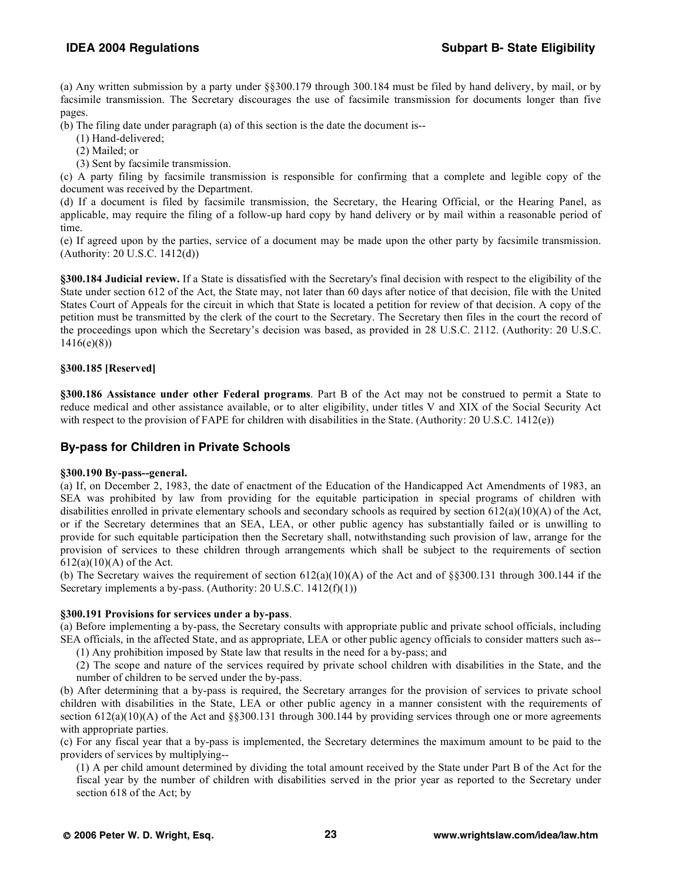(a) Any written submission by a party under §§300.179 through 300.184 must be filed by hand delivery, by mail, or by facsimile transmission. The Secretary discourages the use of facsimile transmission for documents longer than five pages.

(b) The filing date under paragraph (a) of this section is the date the document is--

(1) Hand-delivered;

(2) Mailed; or

(3) Sent by facsimile transmission.

(c) A party filing by facsimile transmission is responsible for confirming that a complete and legible copy of the document was received by the Department.

(d) If a document is filed by facsimile transmission, the Secretary, the Hearing Official, or the Hearing Panel, as applicable, may require the filing of a follow-up hard copy by hand delivery or by mail within a reasonable period of time.

(e) If agreed upon by the parties, service of a document may be made upon the other party by facsimile transmission. (Authority: 20 U.S.C. 1412(d))

**§300.184 Judicial review.** If a State is dissatisfied with the Secretary's final decision with respect to the eligibility of the State under section 612 of the Act, the State may, not later than 60 days after notice of that decision, file with the United States Court of Appeals for the circuit in which that State is located a petition for review of that decision. A copy of the petition must be transmitted by the clerk of the court to the Secretary. The Secretary then files in the court the record of the proceedings upon which the Secretary's decision was based, as provided in 28 U.S.C. 2112. (Authority: 20 U.S.C. 1416(e)(8))

**§300.185 [Reserved]**

**§300.186 Assistance under other Federal programs**. Part B of the Act may not be construed to permit a State to reduce medical and other assistance available, or to alter eligibility, under titles V and XIX of the Social Security Act with respect to the provision of FAPE for children with disabilities in the State. (Authority: 20 U.S.C. 1412(e))

## By-pass for Children in Private Schools

**§300.190 By-pass--general.**

(a) If, on December 2, 1983, the date of enactment of the Education of the Handicapped Act Amendments of 1983, an SEA was prohibited by law from providing for the equitable participation in special programs of children with disabilities enrolled in private elementary schools and secondary schools as required by section 612(a)(10)(A) of the Act, or if the Secretary determines that an SEA, LEA, or other public agency has substantially failed or is unwilling to provide for such equitable participation then the Secretary shall, notwithstanding such provision of law, arrange for the provision of services to these children through arrangements which shall be subject to the requirements of section 612(a)(10)(A) of the Act.

(b) The Secretary waives the requirement of section 612(a)(10)(A) of the Act and of §§300.131 through 300.144 if the Secretary implements a by-pass. (Authority: 20 U.S.C. 1412(f)(1))

**§300.191 Provisions for services under a by-pass**.

(a) Before implementing a by-pass, the Secretary consults with appropriate public and private school officials, including SEA officials, in the affected State, and as appropriate, LEA or other public agency officials to consider matters such as--

(1) Any prohibition imposed by State law that results in the need for a by-pass; and

(2) The scope and nature of the services required by private school children with disabilities in the State, and the number of children to be served under the by-pass.

(b) After determining that a by-pass is required, the Secretary arranges for the provision of services to private school children with disabilities in the State, LEA or other public agency in a manner consistent with the requirements of section 612(a)(10)(A) of the Act and §§300.131 through 300.144 by providing services through one or more agreements with appropriate parties.

(c) For any fiscal year that a by-pass is implemented, the Secretary determines the maximum amount to be paid to the providers of services by multiplying--

(1) A per child amount determined by dividing the total amount received by the State under Part B of the Act for the fiscal year by the number of children with disabilities served in the prior year as reported to the Secretary under section 618 of the Act; by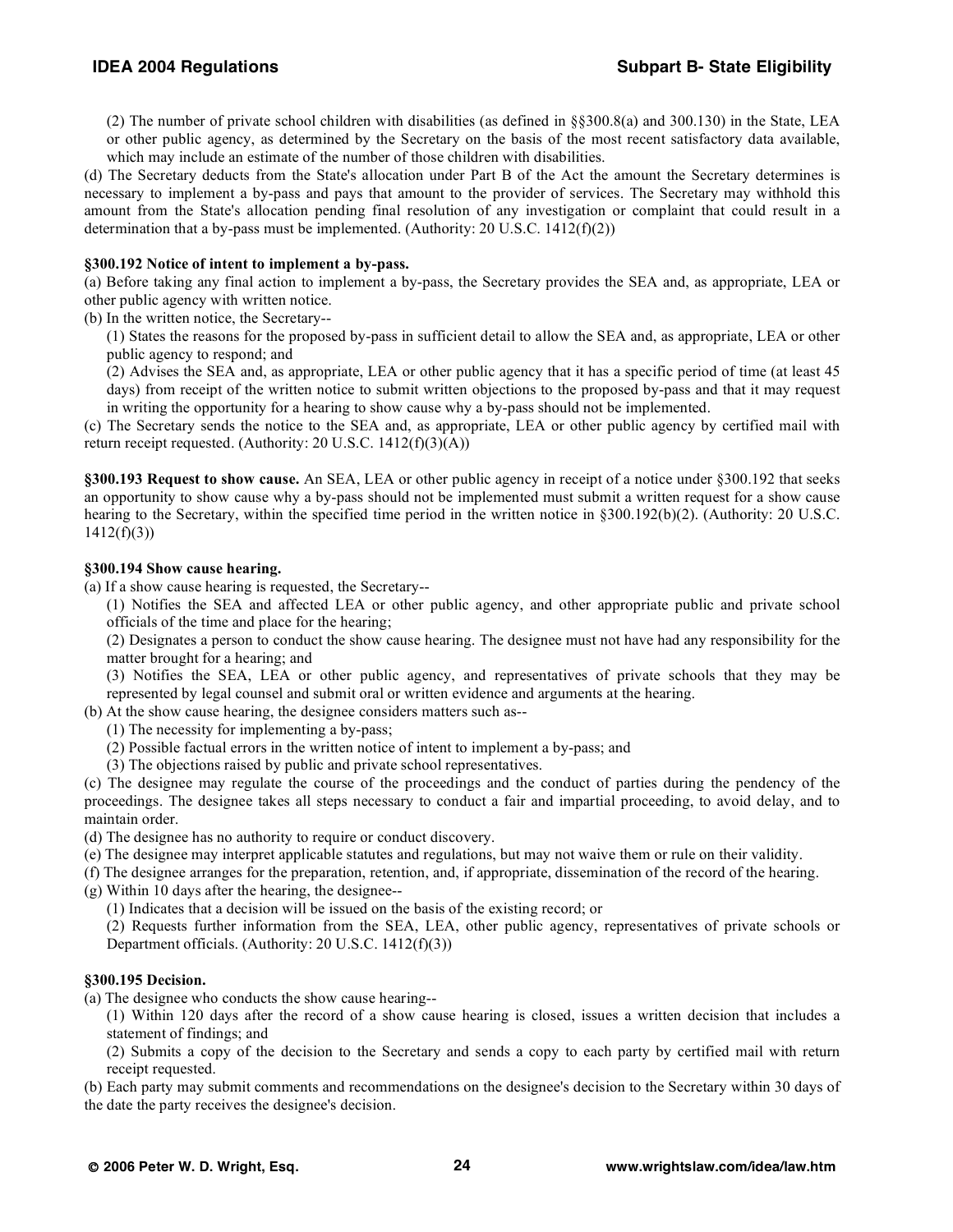(2) The number of private school children with disabilities (as defined in §§300.8(a) and 300.130) in the State, LEA or other public agency, as determined by the Secretary on the basis of the most recent satisfactory data available, which may include an estimate of the number of those children with disabilities.

(d) The Secretary deducts from the State's allocation under Part B of the Act the amount the Secretary determines is necessary to implement a by-pass and pays that amount to the provider of services. The Secretary may withhold this amount from the State's allocation pending final resolution of any investigation or complaint that could result in a determination that a by-pass must be implemented. (Authority: 20 U.S.C. 1412(f)(2))

**§300.192 Notice of intent to implement a by-pass.**

(a) Before taking any final action to implement a by-pass, the Secretary provides the SEA and, as appropriate, LEA or other public agency with written notice.

(b) In the written notice, the Secretary--

(1) States the reasons for the proposed by-pass in sufficient detail to allow the SEA and, as appropriate, LEA or other public agency to respond; and

(2) Advises the SEA and, as appropriate, LEA or other public agency that it has a specific period of time (at least 45 days) from receipt of the written notice to submit written objections to the proposed by-pass and that it may request in writing the opportunity for a hearing to show cause why a by-pass should not be implemented.

(c) The Secretary sends the notice to the SEA and, as appropriate, LEA or other public agency by certified mail with return receipt requested. (Authority: 20 U.S.C. 1412(f)(3)(A))

**§300.193 Request to show cause.** An SEA, LEA or other public agency in receipt of a notice under §300.192 that seeks an opportunity to show cause why a by-pass should not be implemented must submit a written request for a show cause hearing to the Secretary, within the specified time period in the written notice in §300.192(b)(2). (Authority: 20 U.S.C. 1412(f)(3))

**§300.194 Show cause hearing.**

(a) If a show cause hearing is requested, the Secretary--

(1) Notifies the SEA and affected LEA or other public agency, and other appropriate public and private school officials of the time and place for the hearing;

(2) Designates a person to conduct the show cause hearing. The designee must not have had any responsibility for the matter brought for a hearing; and

(3) Notifies the SEA, LEA or other public agency, and representatives of private schools that they may be represented by legal counsel and submit oral or written evidence and arguments at the hearing.

(b) At the show cause hearing, the designee considers matters such as--

(1) The necessity for implementing a by-pass;

(2) Possible factual errors in the written notice of intent to implement a by-pass; and

(3) The objections raised by public and private school representatives.

(c) The designee may regulate the course of the proceedings and the conduct of parties during the pendency of the proceedings. The designee takes all steps necessary to conduct a fair and impartial proceeding, to avoid delay, and to maintain order.

(d) The designee has no authority to require or conduct discovery.

(e) The designee may interpret applicable statutes and regulations, but may not waive them or rule on their validity.

(f) The designee arranges for the preparation, retention, and, if appropriate, dissemination of the record of the hearing.

(g) Within 10 days after the hearing, the designee--

(1) Indicates that a decision will be issued on the basis of the existing record; or

(2) Requests further information from the SEA, LEA, other public agency, representatives of private schools or Department officials. (Authority: 20 U.S.C. 1412(f)(3))

**§300.195 Decision.**

(a) The designee who conducts the show cause hearing--

(1) Within 120 days after the record of a show cause hearing is closed, issues a written decision that includes a statement of findings; and

(2) Submits a copy of the decision to the Secretary and sends a copy to each party by certified mail with return receipt requested.

(b) Each party may submit comments and recommendations on the designee's decision to the Secretary within 30 days of the date the party receives the designee's decision.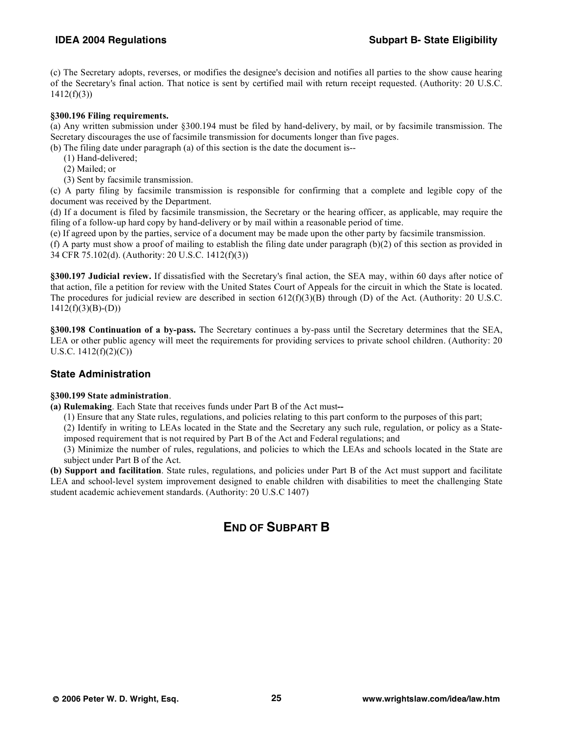(c) The Secretary adopts, reverses, or modifies the designee's decision and notifies all parties to the show cause hearing of the Secretary's final action. That notice is sent by certified mail with return receipt requested. (Authority: 20 U.S.C. 1412(f)(3))

**§300.196 Filing requirements.**

(a) Any written submission under §300.194 must be filed by hand-delivery, by mail, or by facsimile transmission. The Secretary discourages the use of facsimile transmission for documents longer than five pages.

(b) The filing date under paragraph (a) of this section is the date the document is--

(1) Hand-delivered;

(2) Mailed; or

(3) Sent by facsimile transmission.

(c) A party filing by facsimile transmission is responsible for confirming that a complete and legible copy of the document was received by the Department.

(d) If a document is filed by facsimile transmission, the Secretary or the hearing officer, as applicable, may require the filing of a follow-up hard copy by hand-delivery or by mail within a reasonable period of time.

(e) If agreed upon by the parties, service of a document may be made upon the other party by facsimile transmission.

(f) A party must show a proof of mailing to establish the filing date under paragraph (b)(2) of this section as provided in 34 CFR 75.102(d). (Authority: 20 U.S.C. 1412(f)(3))

**§300.197 Judicial review.** If dissatisfied with the Secretary's final action, the SEA may, within 60 days after notice of that action, file a petition for review with the United States Court of Appeals for the circuit in which the State is located. The procedures for judicial review are described in section 612(f)(3)(B) through (D) of the Act. (Authority: 20 U.S.C. 1412(f)(3)(B)-(D))

**§300.198 Continuation of a by-pass.** The Secretary continues a by-pass until the Secretary determines that the SEA, LEA or other public agency will meet the requirements for providing services to private school children. (Authority: 20 U.S.C. 1412(f)(2)(C))

### State Administration

**§300.199 State administration**.

**(a) Rulemaking**. Each State that receives funds under Part B of the Act must**--**

(1) Ensure that any State rules, regulations, and policies relating to this part conform to the purposes of this part;

(2) Identify in writing to LEAs located in the State and the Secretary any such rule, regulation, or policy as a State-imposed requirement that is not required by Part B of the Act and Federal regulations; and

(3) Minimize the number of rules, regulations, and policies to which the LEAs and schools located in the State are subject under Part B of the Act.

**(b) Support and facilitation**. State rules, regulations, and policies under Part B of the Act must support and facilitate LEA and school-level system improvement designed to enable children with disabilities to meet the challenging State student academic achievement standards. (Authority: 20 U.S.C 1407)

## END OF SUBPART B